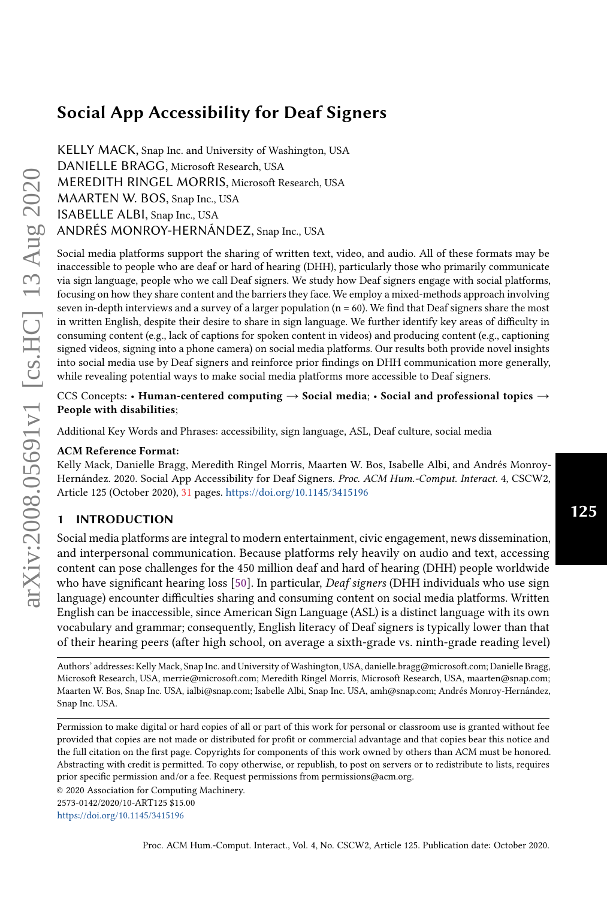# Social App Accessibility for Deaf Signers

KELLY MACK, Snap Inc. and University of Washington, USA
DANIELLE BRAGG, Microsoft Research, USA
MEREDITH RINGEL MORRIS, Microsoft Research, USA
MAARTEN W. BOS, Snap Inc., USA
ISABELLE ALBI, Snap Inc., USA
ANDRÉS MONROY-HERNÁNDEZ, Snap Inc., USA

Social media platforms support the sharing of written text, video, and audio. All of these formats may be inaccessible to people who are deaf or hard of hearing (DHH), particularly those who primarily communicate via sign language, people who we call Deaf signers. We study how Deaf signers engage with social platforms, focusing on how they share content and the barriers they face. We employ a mixed-methods approach involving seven in-depth interviews and a survey of a larger population (n = 60). We find that Deaf signers share the most in written English, despite their desire to share in sign language. We further identify key areas of difficulty in consuming content (e.g., lack of captions for spoken content in videos) and producing content (e.g., captioning signed videos, signing into a phone camera) on social media platforms. Our results both provide novel insights into social media use by Deaf signers and reinforce prior findings on DHH communication more generally, while revealing potential ways to make social media platforms more accessible to Deaf signers.

CCS Concepts: • **Human-centered computing → Social media**; • **Social and professional topics → People with disabilities**;

Additional Key Words and Phrases: accessibility, sign language, ASL, Deaf culture, social media

**ACM Reference Format:**
Kelly Mack, Danielle Bragg, Meredith Ringel Morris, Maarten W. Bos, Isabelle Albi, and Andrés Monroy-Hernández. 2020. Social App Accessibility for Deaf Signers. *Proc. ACM Hum.-Comput. Interact.* 4, CSCW2, Article 125 (October 2020), 31 pages. https://doi.org/10.1145/3415196

## 1 INTRODUCTION

Social media platforms are integral to modern entertainment, civic engagement, news dissemination, and interpersonal communication. Because platforms rely heavily on audio and text, accessing content can pose challenges for the 450 million deaf and hard of hearing (DHH) people worldwide who have significant hearing loss [50]. In particular, *Deaf signers* (DHH individuals who use sign language) encounter difficulties sharing and consuming content on social media platforms. Written English can be inaccessible, since American Sign Language (ASL) is a distinct language with its own vocabulary and grammar; consequently, English literacy of Deaf signers is typically lower than that of their hearing peers (after high school, on average a sixth-grade vs. ninth-grade reading level)

Authors' addresses: Kelly Mack, Snap Inc. and University of Washington, USA, danielle.bragg@microsoft.com; Danielle Bragg, Microsoft Research, USA, merrie@microsoft.com; Meredith Ringel Morris, Microsoft Research, USA, maarten@snap.com; Maarten W. Bos, Snap Inc. USA, ialbi@snap.com; Isabelle Albi, Snap Inc. USA, amh@snap.com; Andrés Monroy-Hernández, Snap Inc. USA.

Permission to make digital or hard copies of all or part of this work for personal or classroom use is granted without fee provided that copies are not made or distributed for profit or commercial advantage and that copies bear this notice and the full citation on the first page. Copyrights for components of this work owned by others than ACM must be honored. Abstracting with credit is permitted. To copy otherwise, or republish, to post on servers or to redistribute to lists, requires prior specific permission and/or a fee. Request permissions from permissions@acm.org.

© 2020 Association for Computing Machinery.
2573-0142/2020/10-ART125 $15.00
https://doi.org/10.1145/3415196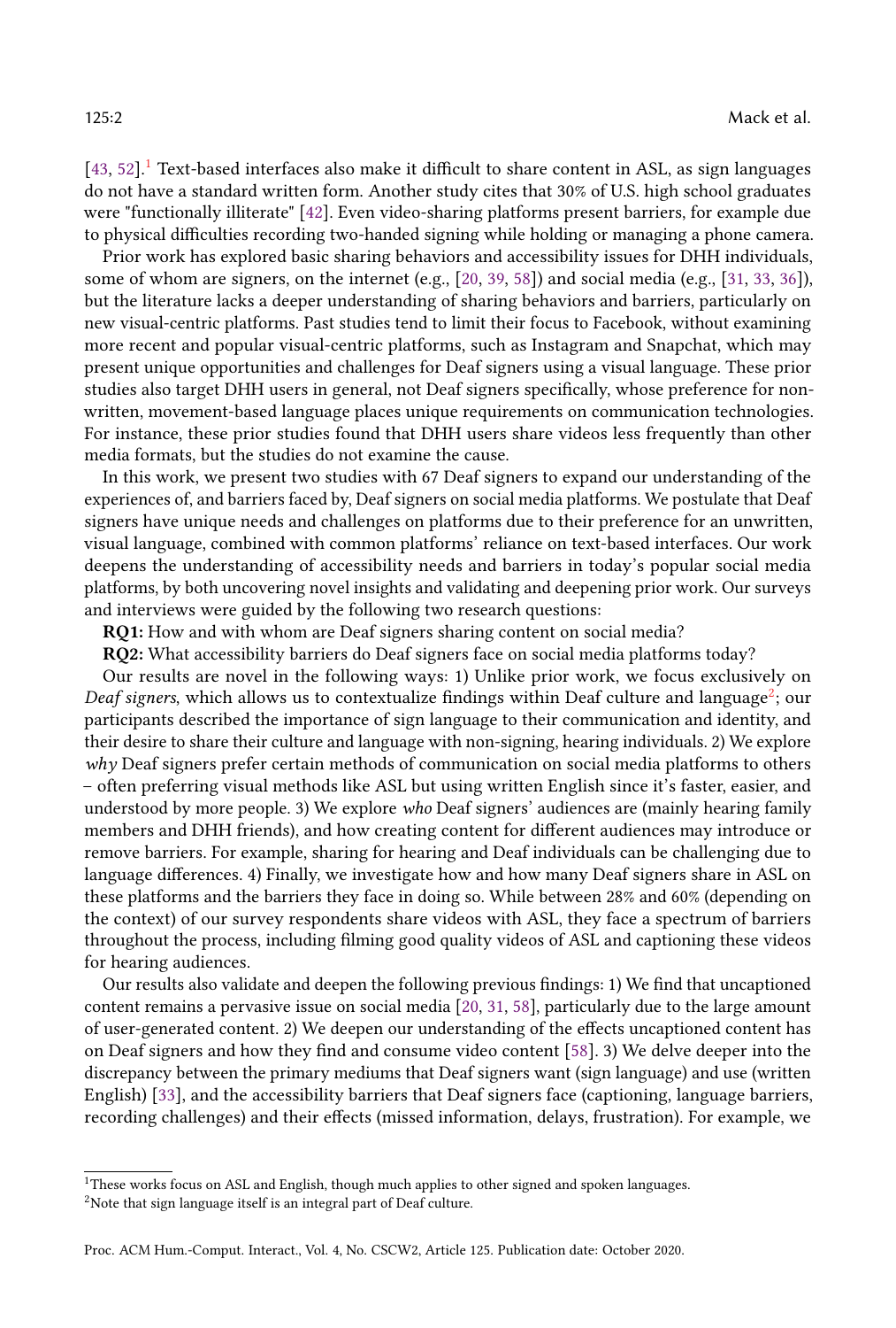[43, 52].[1] Text-based interfaces also make it difficult to share content in ASL, as sign languages do not have a standard written form. Another study cites that 30% of U.S. high school graduates were "functionally illiterate" [42]. Even video-sharing platforms present barriers, for example due to physical difficulties recording two-handed signing while holding or managing a phone camera.

Prior work has explored basic sharing behaviors and accessibility issues for DHH individuals, some of whom are signers, on the internet (e.g., [20, 39, 58]) and social media (e.g., [31, 33, 36]), but the literature lacks a deeper understanding of sharing behaviors and barriers, particularly on new visual-centric platforms. Past studies tend to limit their focus to Facebook, without examining more recent and popular visual-centric platforms, such as Instagram and Snapchat, which may present unique opportunities and challenges for Deaf signers using a visual language. These prior studies also target DHH users in general, not Deaf signers specifically, whose preference for non-written, movement-based language places unique requirements on communication technologies. For instance, these prior studies found that DHH users share videos less frequently than other media formats, but the studies do not examine the cause.

In this work, we present two studies with 67 Deaf signers to expand our understanding of the experiences of, and barriers faced by, Deaf signers on social media platforms. We postulate that Deaf signers have unique needs and challenges on platforms due to their preference for an unwritten, visual language, combined with common platforms' reliance on text-based interfaces. Our work deepens the understanding of accessibility needs and barriers in today's popular social media platforms, by both uncovering novel insights and validating and deepening prior work. Our surveys and interviews were guided by the following two research questions:

**RQ1:** How and with whom are Deaf signers sharing content on social media?

**RQ2:** What accessibility barriers do Deaf signers face on social media platforms today?

Our results are novel in the following ways: 1) Unlike prior work, we focus exclusively on *Deaf signers*, which allows us to contextualize findings within Deaf culture and language[2]; our participants described the importance of sign language to their communication and identity, and their desire to share their culture and language with non-signing, hearing individuals. 2) We explore *why* Deaf signers prefer certain methods of communication on social media platforms to others – often preferring visual methods like ASL but using written English since it's faster, easier, and understood by more people. 3) We explore *who* Deaf signers' audiences are (mainly hearing family members and DHH friends), and how creating content for different audiences may introduce or remove barriers. For example, sharing for hearing and Deaf individuals can be challenging due to language differences. 4) Finally, we investigate how and how many Deaf signers share in ASL on these platforms and the barriers they face in doing so. While between 28% and 60% (depending on the context) of our survey respondents share videos with ASL, they face a spectrum of barriers throughout the process, including filming good quality videos of ASL and captioning these videos for hearing audiences.

Our results also validate and deepen the following previous findings: 1) We find that uncaptioned content remains a pervasive issue on social media [20, 31, 58], particularly due to the large amount of user-generated content. 2) We deepen our understanding of the effects uncaptioned content has on Deaf signers and how they find and consume video content [58]. 3) We delve deeper into the discrepancy between the primary mediums that Deaf signers want (sign language) and use (written English) [33], and the accessibility barriers that Deaf signers face (captioning, language barriers, recording challenges) and their effects (missed information, delays, frustration). For example, we

[1] These works focus on ASL and English, though much applies to other signed and spoken languages.

[2] Note that sign language itself is an integral part of Deaf culture.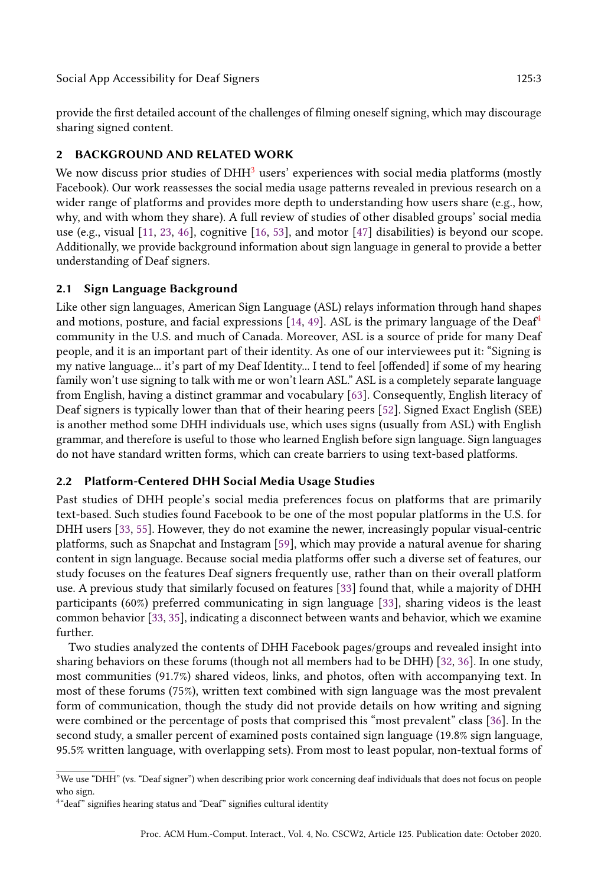provide the first detailed account of the challenges of filming oneself signing, which may discourage sharing signed content.

## 2 BACKGROUND AND RELATED WORK

We now discuss prior studies of DHH[3] users' experiences with social media platforms (mostly Facebook). Our work reassesses the social media usage patterns revealed in previous research on a wider range of platforms and provides more depth to understanding how users share (e.g., how, why, and with whom they share). A full review of studies of other disabled groups' social media use (e.g., visual [11, 23, 46], cognitive [16, 53], and motor [47] disabilities) is beyond our scope. Additionally, we provide background information about sign language in general to provide a better understanding of Deaf signers.

### 2.1 Sign Language Background

Like other sign languages, American Sign Language (ASL) relays information through hand shapes and motions, posture, and facial expressions [14, 49]. ASL is the primary language of the Deaf[4] community in the U.S. and much of Canada. Moreover, ASL is a source of pride for many Deaf people, and it is an important part of their identity. As one of our interviewees put it: "Signing is my native language... it's part of my Deaf Identity... I tend to feel [offended] if some of my hearing family won't use signing to talk with me or won't learn ASL." ASL is a completely separate language from English, having a distinct grammar and vocabulary [63]. Consequently, English literacy of Deaf signers is typically lower than that of their hearing peers [52]. Signed Exact English (SEE) is another method some DHH individuals use, which uses signs (usually from ASL) with English grammar, and therefore is useful to those who learned English before sign language. Sign languages do not have standard written forms, which can create barriers to using text-based platforms.

### 2.2 Platform-Centered DHH Social Media Usage Studies

Past studies of DHH people's social media preferences focus on platforms that are primarily text-based. Such studies found Facebook to be one of the most popular platforms in the U.S. for DHH users [33, 55]. However, they do not examine the newer, increasingly popular visual-centric platforms, such as Snapchat and Instagram [59], which may provide a natural avenue for sharing content in sign language. Because social media platforms offer such a diverse set of features, our study focuses on the features Deaf signers frequently use, rather than on their overall platform use. A previous study that similarly focused on features [33] found that, while a majority of DHH participants (60%) preferred communicating in sign language [33], sharing videos is the least common behavior [33, 35], indicating a disconnect between wants and behavior, which we examine further.

Two studies analyzed the contents of DHH Facebook pages/groups and revealed insight into sharing behaviors on these forums (though not all members had to be DHH) [32, 36]. In one study, most communities (91.7%) shared videos, links, and photos, often with accompanying text. In most of these forums (75%), written text combined with sign language was the most prevalent form of communication, though the study did not provide details on how writing and signing were combined or the percentage of posts that comprised this "most prevalent" class [36]. In the second study, a smaller percent of examined posts contained sign language (19.8% sign language, 95.5% written language, with overlapping sets). From most to least popular, non-textual forms of

---

[3] We use "DHH" (vs. "Deaf signer") when describing prior work concerning deaf individuals that does not focus on people who sign.

[4] "deaf" signifies hearing status and "Deaf" signifies cultural identity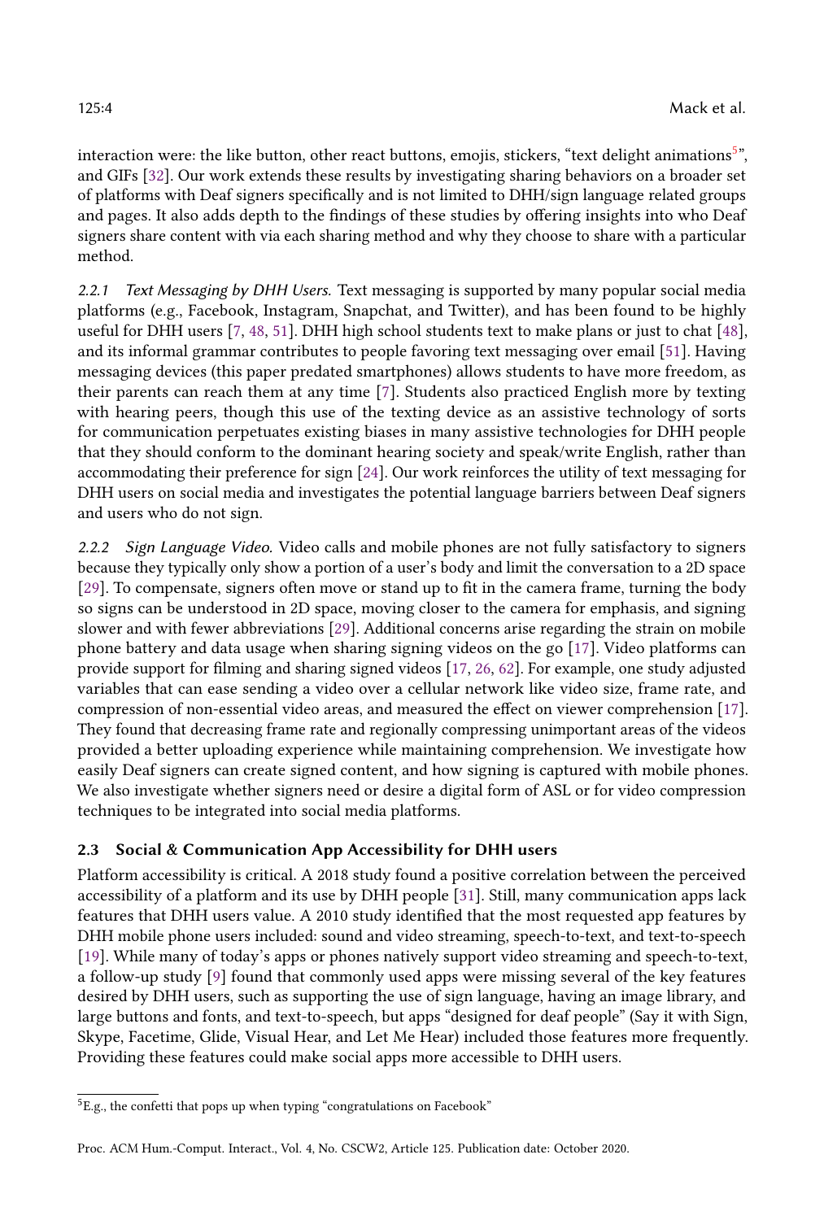interaction were: the like button, other react buttons, emojis, stickers, "text delight animations[5]", and GIFs [32]. Our work extends these results by investigating sharing behaviors on a broader set of platforms with Deaf signers specifically and is not limited to DHH/sign language related groups and pages. It also adds depth to the findings of these studies by offering insights into who Deaf signers share content with via each sharing method and why they choose to share with a particular method.

#### 2.2.1 *Text Messaging by DHH Users.*

Text messaging is supported by many popular social media platforms (e.g., Facebook, Instagram, Snapchat, and Twitter), and has been found to be highly useful for DHH users [7, 48, 51]. DHH high school students text to make plans or just to chat [48], and its informal grammar contributes to people favoring text messaging over email [51]. Having messaging devices (this paper predated smartphones) allows students to have more freedom, as their parents can reach them at any time [7]. Students also practiced English more by texting with hearing peers, though this use of the texting device as an assistive technology of sorts for communication perpetuates existing biases in many assistive technologies for DHH people that they should conform to the dominant hearing society and speak/write English, rather than accommodating their preference for sign [24]. Our work reinforces the utility of text messaging for DHH users on social media and investigates the potential language barriers between Deaf signers and users who do not sign.

#### 2.2.2 *Sign Language Video.*

Video calls and mobile phones are not fully satisfactory to signers because they typically only show a portion of a user's body and limit the conversation to a 2D space [29]. To compensate, signers often move or stand up to fit in the camera frame, turning the body so signs can be understood in 2D space, moving closer to the camera for emphasis, and signing slower and with fewer abbreviations [29]. Additional concerns arise regarding the strain on mobile phone battery and data usage when sharing signing videos on the go [17]. Video platforms can provide support for filming and sharing signed videos [17, 26, 62]. For example, one study adjusted variables that can ease sending a video over a cellular network like video size, frame rate, and compression of non-essential video areas, and measured the effect on viewer comprehension [17]. They found that decreasing frame rate and regionally compressing unimportant areas of the videos provided a better uploading experience while maintaining comprehension. We investigate how easily Deaf signers can create signed content, and how signing is captured with mobile phones. We also investigate whether signers need or desire a digital form of ASL or for video compression techniques to be integrated into social media platforms.

### 2.3 Social & Communication App Accessibility for DHH users

Platform accessibility is critical. A 2018 study found a positive correlation between the perceived accessibility of a platform and its use by DHH people [31]. Still, many communication apps lack features that DHH users value. A 2010 study identified that the most requested app features by DHH mobile phone users included: sound and video streaming, speech-to-text, and text-to-speech [19]. While many of today's apps or phones natively support video streaming and speech-to-text, a follow-up study [9] found that commonly used apps were missing several of the key features desired by DHH users, such as supporting the use of sign language, having an image library, and large buttons and fonts, and text-to-speech, but apps "designed for deaf people" (Say it with Sign, Skype, Facetime, Glide, Visual Hear, and Let Me Hear) included those features more frequently. Providing these features could make social apps more accessible to DHH users.

---

[5] E.g., the confetti that pops up when typing "congratulations on Facebook"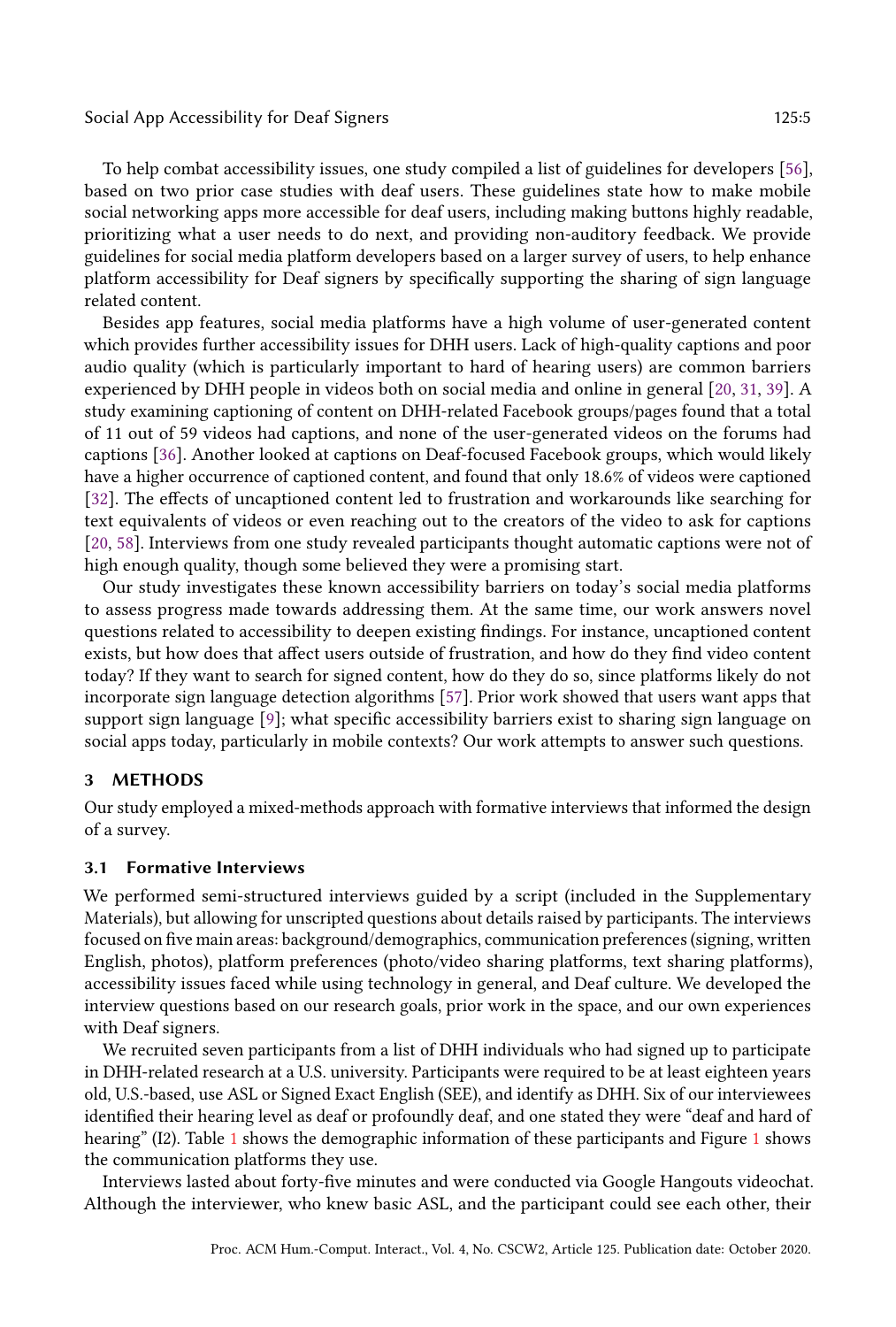To help combat accessibility issues, one study compiled a list of guidelines for developers [56], based on two prior case studies with deaf users. These guidelines state how to make mobile social networking apps more accessible for deaf users, including making buttons highly readable, prioritizing what a user needs to do next, and providing non-auditory feedback. We provide guidelines for social media platform developers based on a larger survey of users, to help enhance platform accessibility for Deaf signers by specifically supporting the sharing of sign language related content.

Besides app features, social media platforms have a high volume of user-generated content which provides further accessibility issues for DHH users. Lack of high-quality captions and poor audio quality (which is particularly important to hard of hearing users) are common barriers experienced by DHH people in videos both on social media and online in general [20, 31, 39]. A study examining captioning of content on DHH-related Facebook groups/pages found that a total of 11 out of 59 videos had captions, and none of the user-generated videos on the forums had captions [36]. Another looked at captions on Deaf-focused Facebook groups, which would likely have a higher occurrence of captioned content, and found that only 18.6% of videos were captioned [32]. The effects of uncaptioned content led to frustration and workarounds like searching for text equivalents of videos or even reaching out to the creators of the video to ask for captions [20, 58]. Interviews from one study revealed participants thought automatic captions were not of high enough quality, though some believed they were a promising start.

Our study investigates these known accessibility barriers on today's social media platforms to assess progress made towards addressing them. At the same time, our work answers novel questions related to accessibility to deepen existing findings. For instance, uncaptioned content exists, but how does that affect users outside of frustration, and how do they find video content today? If they want to search for signed content, how do they do so, since platforms likely do not incorporate sign language detection algorithms [57]. Prior work showed that users want apps that support sign language [9]; what specific accessibility barriers exist to sharing sign language on social apps today, particularly in mobile contexts? Our work attempts to answer such questions.

## 3 METHODS

Our study employed a mixed-methods approach with formative interviews that informed the design of a survey.

### 3.1 Formative Interviews

We performed semi-structured interviews guided by a script (included in the Supplementary Materials), but allowing for unscripted questions about details raised by participants. The interviews focused on five main areas: background/demographics, communication preferences (signing, written English, photos), platform preferences (photo/video sharing platforms, text sharing platforms), accessibility issues faced while using technology in general, and Deaf culture. We developed the interview questions based on our research goals, prior work in the space, and our own experiences with Deaf signers.

We recruited seven participants from a list of DHH individuals who had signed up to participate in DHH-related research at a U.S. university. Participants were required to be at least eighteen years old, U.S.-based, use ASL or Signed Exact English (SEE), and identify as DHH. Six of our interviewees identified their hearing level as deaf or profoundly deaf, and one stated they were "deaf and hard of hearing" (I2). Table 1 shows the demographic information of these participants and Figure 1 shows the communication platforms they use.

Interviews lasted about forty-five minutes and were conducted via Google Hangouts videochat. Although the interviewer, who knew basic ASL, and the participant could see each other, their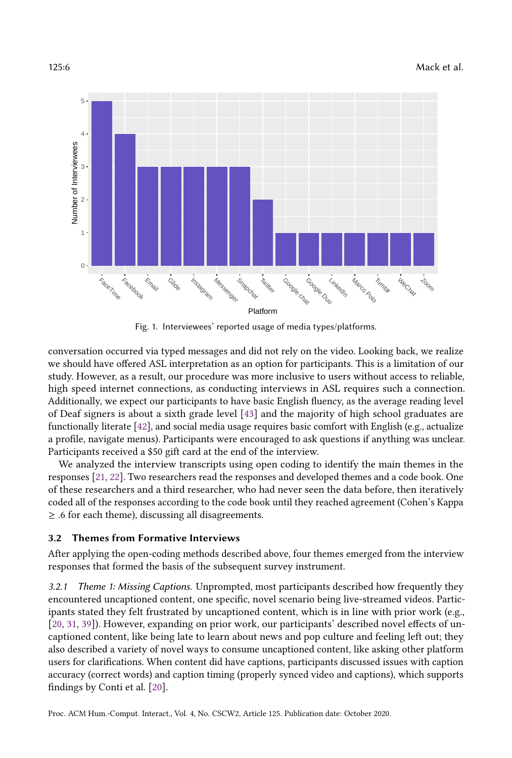Fig. 1. Interviewees' reported usage of media types/platforms.

conversation occurred via typed messages and did not rely on the video. Looking back, we realize we should have offered ASL interpretation as an option for participants. This is a limitation of our study. However, as a result, our procedure was more inclusive to users without access to reliable, high speed internet connections, as conducting interviews in ASL requires such a connection. Additionally, we expect our participants to have basic English fluency, as the average reading level of Deaf signers is about a sixth grade level [43] and the majority of high school graduates are functionally literate [42], and social media usage requires basic comfort with English (e.g., actualize a profile, navigate menus). Participants were encouraged to ask questions if anything was unclear. Participants received a $50 gift card at the end of the interview.

We analyzed the interview transcripts using open coding to identify the main themes in the responses [21, 22]. Two researchers read the responses and developed themes and a code book. One of these researchers and a third researcher, who had never seen the data before, then iteratively coded all of the responses according to the code book until they reached agreement (Cohen's Kappa $\geq .6$ for each theme), discussing all disagreements.

### 3.2 Themes from Formative Interviews

After applying the open-coding methods described above, four themes emerged from the interview responses that formed the basis of the subsequent survey instrument.

*3.2.1 Theme 1: Missing Captions.* Unprompted, most participants described how frequently they encountered uncaptioned content, one specific, novel scenario being live-streamed videos. Participants stated they felt frustrated by uncaptioned content, which is in line with prior work (e.g., [20, 31, 39]). However, expanding on prior work, our participants' described novel effects of uncaptioned content, like being late to learn about news and pop culture and feeling left out; they also described a variety of novel ways to consume uncaptioned content, like asking other platform users for clarifications. When content did have captions, participants discussed issues with caption accuracy (correct words) and caption timing (properly synced video and captions), which supports findings by Conti et al. [20].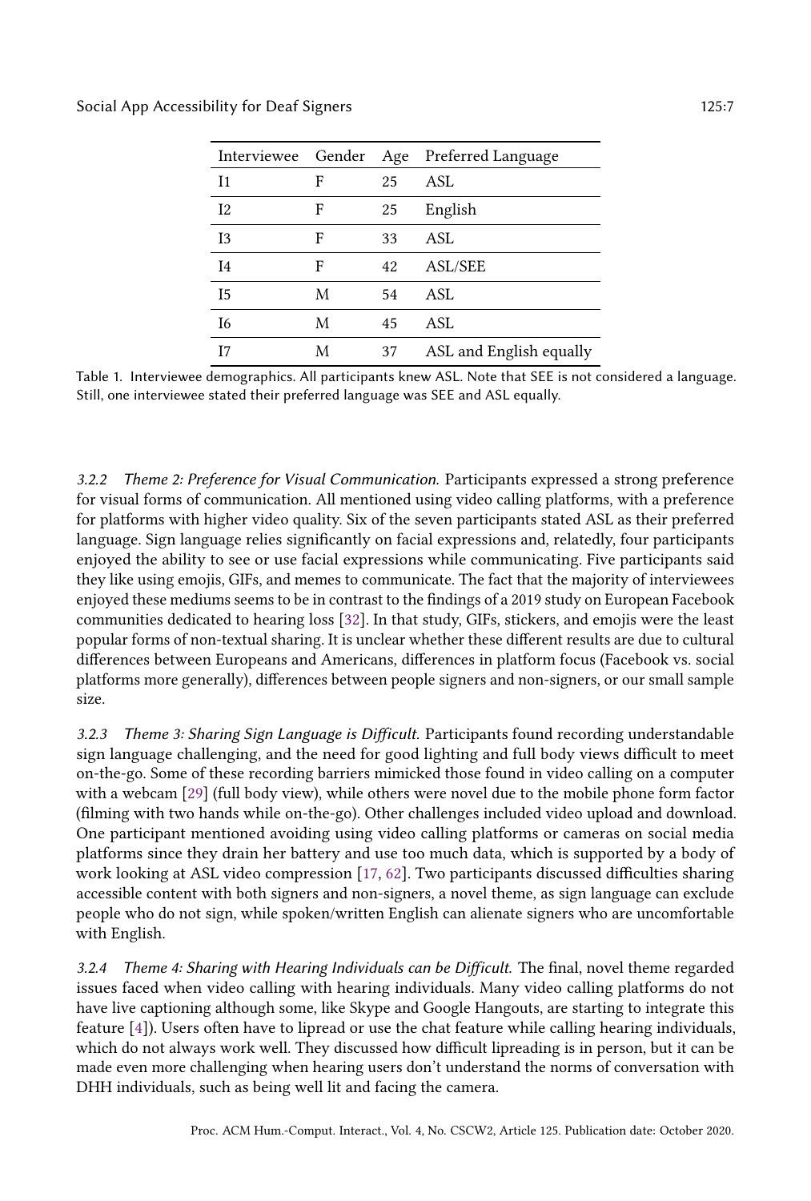| Interviewee | Gender | Age | Preferred Language |
|---|---|---|---|
| I1 | F | 25 | ASL |
| I2 | F | 25 | English |
| I3 | F | 33 | ASL |
| I4 | F | 42 | ASL/SEE |
| I5 | M | 54 | ASL |
| I6 | M | 45 | ASL |
| I7 | M | 37 | ASL and English equally |

Table 1. Interviewee demographics. All participants knew ASL. Note that SEE is not considered a language. Still, one interviewee stated their preferred language was SEE and ASL equally.

#### 3.2.2 *Theme 2: Preference for Visual Communication.*

Participants expressed a strong preference for visual forms of communication. All mentioned using video calling platforms, with a preference for platforms with higher video quality. Six of the seven participants stated ASL as their preferred language. Sign language relies significantly on facial expressions and, relatedly, four participants enjoyed the ability to see or use facial expressions while communicating. Five participants said they like using emojis, GIFs, and memes to communicate. The fact that the majority of interviewees enjoyed these mediums seems to be in contrast to the findings of a 2019 study on European Facebook communities dedicated to hearing loss [32]. In that study, GIFs, stickers, and emojis were the least popular forms of non-textual sharing. It is unclear whether these different results are due to cultural differences between Europeans and Americans, differences in platform focus (Facebook vs. social platforms more generally), differences between people signers and non-signers, or our small sample size.

#### 3.2.3 *Theme 3: Sharing Sign Language is Difficult.*

Participants found recording understandable sign language challenging, and the need for good lighting and full body views difficult to meet on-the-go. Some of these recording barriers mimicked those found in video calling on a computer with a webcam [29] (full body view), while others were novel due to the mobile phone form factor (filming with two hands while on-the-go). Other challenges included video upload and download. One participant mentioned avoiding using video calling platforms or cameras on social media platforms since they drain her battery and use too much data, which is supported by a body of work looking at ASL video compression [17, 62]. Two participants discussed difficulties sharing accessible content with both signers and non-signers, a novel theme, as sign language can exclude people who do not sign, while spoken/written English can alienate signers who are uncomfortable with English.

#### 3.2.4 *Theme 4: Sharing with Hearing Individuals can be Difficult.*

The final, novel theme regarded issues faced when video calling with hearing individuals. Many video calling platforms do not have live captioning although some, like Skype and Google Hangouts, are starting to integrate this feature [4]). Users often have to lipread or use the chat feature while calling hearing individuals, which do not always work well. They discussed how difficult lipreading is in person, but it can be made even more challenging when hearing users don't understand the norms of conversation with DHH individuals, such as being well lit and facing the camera.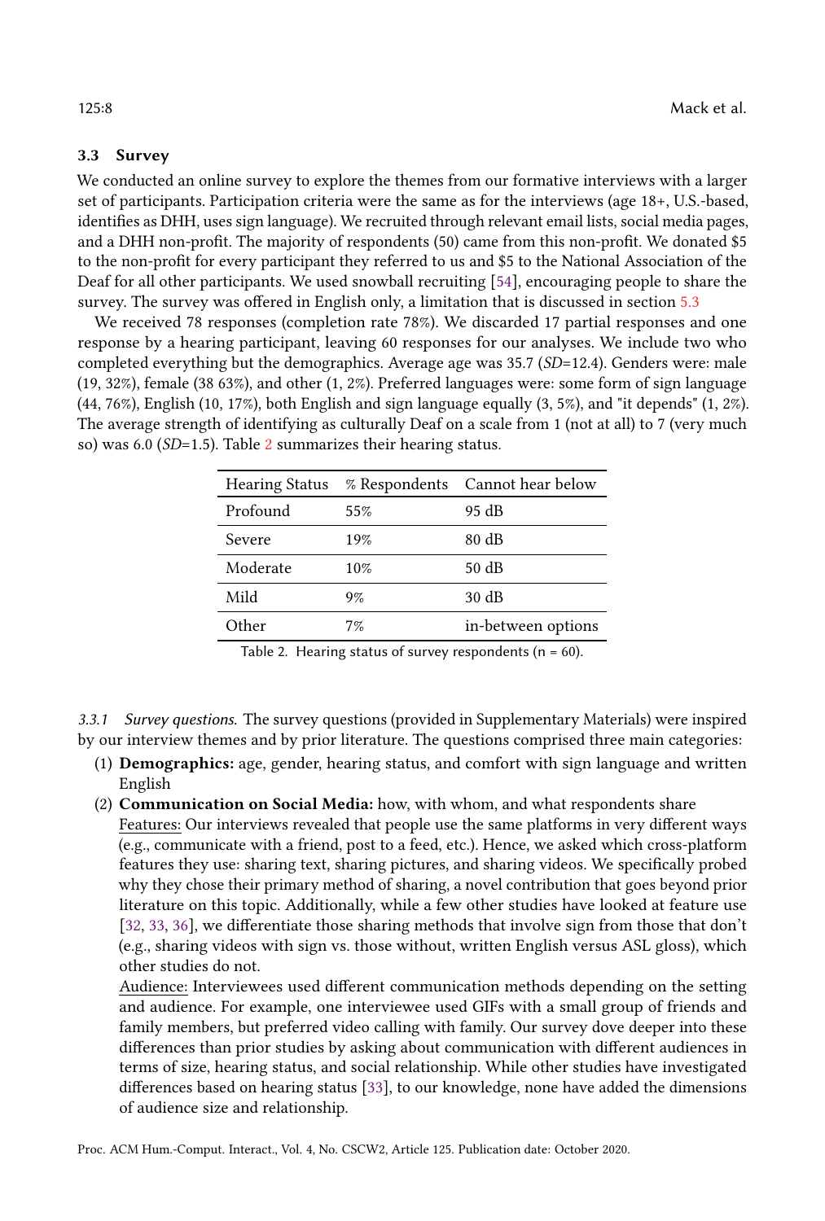### 3.3 Survey

We conducted an online survey to explore the themes from our formative interviews with a larger set of participants. Participation criteria were the same as for the interviews (age 18+, U.S.-based, identifies as DHH, uses sign language). We recruited through relevant email lists, social media pages, and a DHH non-profit. The majority of respondents (50) came from this non-profit. We donated $5 to the non-profit for every participant they referred to us and $5 to the National Association of the Deaf for all other participants. We used snowball recruiting [54], encouraging people to share the survey. The survey was offered in English only, a limitation that is discussed in section 5.3

We received 78 responses (completion rate 78%). We discarded 17 partial responses and one response by a hearing participant, leaving 60 responses for our analyses. We include two who completed everything but the demographics. Average age was 35.7 (*SD*=12.4). Genders were: male (19, 32%), female (38 63%), and other (1, 2%). Preferred languages were: some form of sign language (44, 76%), English (10, 17%), both English and sign language equally (3, 5%), and "it depends" (1, 2%). The average strength of identifying as culturally Deaf on a scale from 1 (not at all) to 7 (very much so) was 6.0 (*SD*=1.5). Table 2 summarizes their hearing status.

| Hearing Status | % Respondents | Cannot hear below |
|---|---|---|
| Profound | 55% | 95 dB |
| Severe | 19% | 80 dB |
| Moderate | 10% | 50 dB |
| Mild | 9% | 30 dB |
| Other | 7% | in-between options |

Table 2. Hearing status of survey respondents (n = 60).

#### 3.3.1 *Survey questions.*

The survey questions (provided in Supplementary Materials) were inspired by our interview themes and by prior literature. The questions comprised three main categories:

1. **Demographics:** age, gender, hearing status, and comfort with sign language and written English
2. **Communication on Social Media:** how, with whom, and what respondents share
   Features: Our interviews revealed that people use the same platforms in very different ways (e.g., communicate with a friend, post to a feed, etc.). Hence, we asked which cross-platform features they use: sharing text, sharing pictures, and sharing videos. We specifically probed why they chose their primary method of sharing, a novel contribution that goes beyond prior literature on this topic. Additionally, while a few other studies have looked at feature use [32, 33, 36], we differentiate those sharing methods that involve sign from those that don't (e.g., sharing videos with sign vs. those without, written English versus ASL gloss), which other studies do not.
   Audience: Interviewees used different communication methods depending on the setting and audience. For example, one interviewee used GIFs with a small group of friends and family members, but preferred video calling with family. Our survey dove deeper into these differences than prior studies by asking about communication with different audiences in terms of size, hearing status, and social relationship. While other studies have investigated differences based on hearing status [33], to our knowledge, none have added the dimensions of audience size and relationship.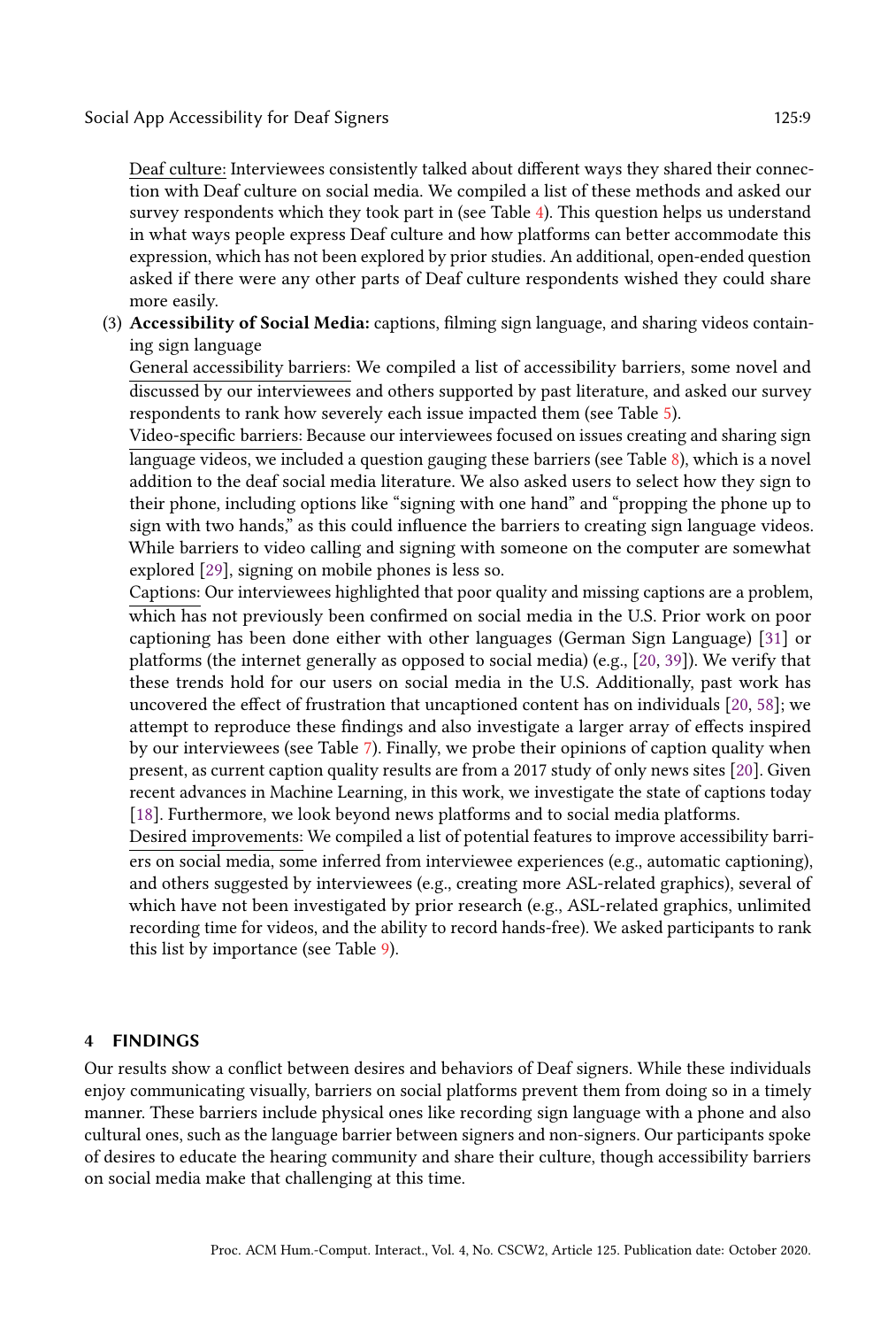Deaf culture: Interviewees consistently talked about different ways they shared their connection with Deaf culture on social media. We compiled a list of these methods and asked our survey respondents which they took part in (see Table 4). This question helps us understand in what ways people express Deaf culture and how platforms can better accommodate this expression, which has not been explored by prior studies. An additional, open-ended question asked if there were any other parts of Deaf culture respondents wished they could share more easily.

(3) **Accessibility of Social Media:** captions, filming sign language, and sharing videos containing sign language

General accessibility barriers: We compiled a list of accessibility barriers, some novel and discussed by our interviewees and others supported by past literature, and asked our survey respondents to rank how severely each issue impacted them (see Table 5).

Video-specific barriers: Because our interviewees focused on issues creating and sharing sign language videos, we included a question gauging these barriers (see Table 8), which is a novel addition to the deaf social media literature. We also asked users to select how they sign to their phone, including options like "signing with one hand" and "propping the phone up to sign with two hands," as this could influence the barriers to creating sign language videos. While barriers to video calling and signing with someone on the computer are somewhat explored [29], signing on mobile phones is less so.

Captions: Our interviewees highlighted that poor quality and missing captions are a problem, which has not previously been confirmed on social media in the U.S. Prior work on poor captioning has been done either with other languages (German Sign Language) [31] or platforms (the internet generally as opposed to social media) (e.g., [20, 39]). We verify that these trends hold for our users on social media in the U.S. Additionally, past work has uncovered the effect of frustration that uncaptioned content has on individuals [20, 58]; we attempt to reproduce these findings and also investigate a larger array of effects inspired by our interviewees (see Table 7). Finally, we probe their opinions of caption quality when present, as current caption quality results are from a 2017 study of only news sites [20]. Given recent advances in Machine Learning, in this work, we investigate the state of captions today [18]. Furthermore, we look beyond news platforms and to social media platforms.

Desired improvements: We compiled a list of potential features to improve accessibility barriers on social media, some inferred from interviewee experiences (e.g., automatic captioning), and others suggested by interviewees (e.g., creating more ASL-related graphics), several of which have not been investigated by prior research (e.g., ASL-related graphics, unlimited recording time for videos, and the ability to record hands-free). We asked participants to rank this list by importance (see Table 9).

## 4 FINDINGS

Our results show a conflict between desires and behaviors of Deaf signers. While these individuals enjoy communicating visually, barriers on social platforms prevent them from doing so in a timely manner. These barriers include physical ones like recording sign language with a phone and also cultural ones, such as the language barrier between signers and non-signers. Our participants spoke of desires to educate the hearing community and share their culture, though accessibility barriers on social media make that challenging at this time.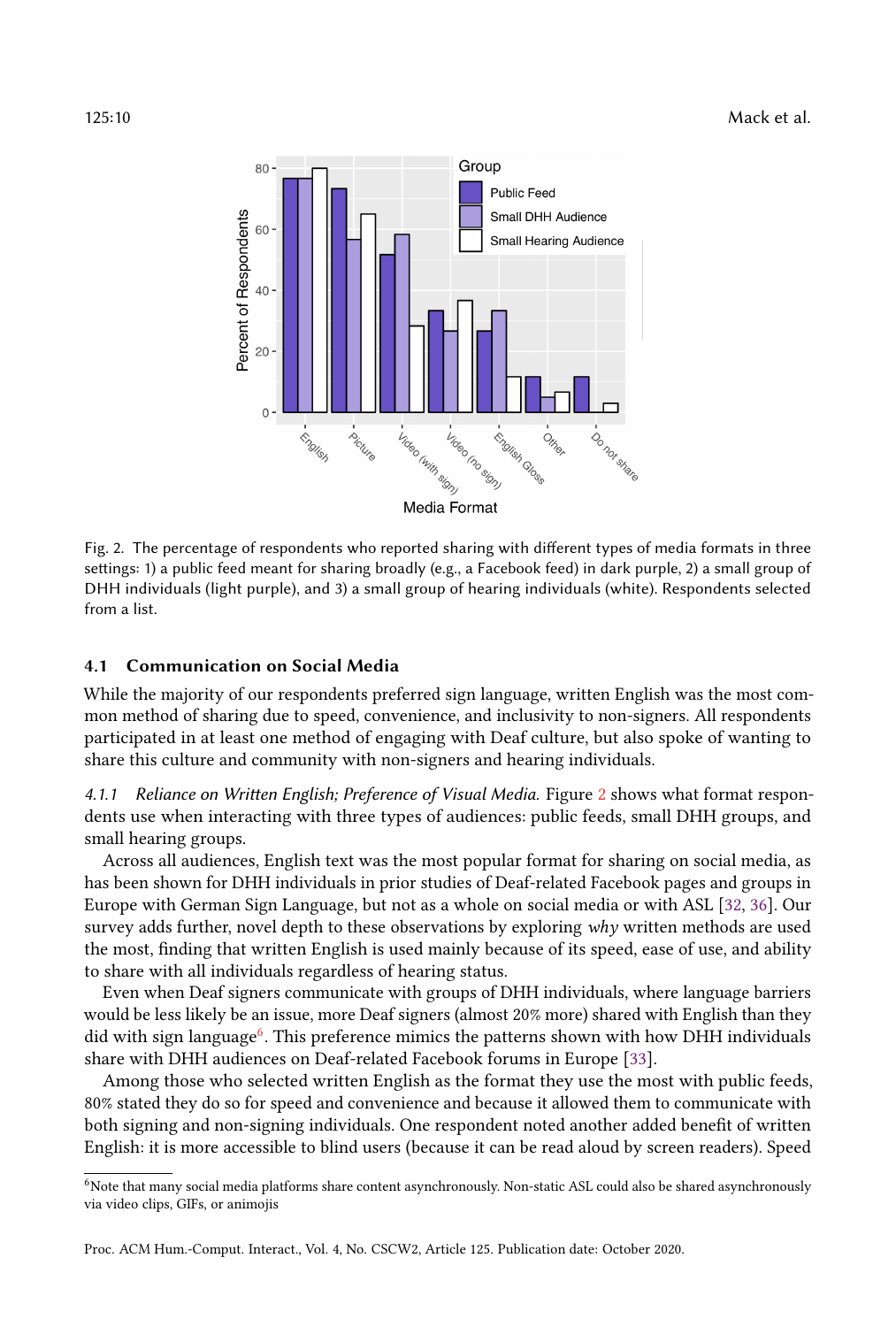Fig. 2. The percentage of respondents who reported sharing with different types of media formats in three settings: 1) a public feed meant for sharing broadly (e.g., a Facebook feed) in dark purple, 2) a small group of DHH individuals (light purple), and 3) a small group of hearing individuals (white). Respondents selected from a list.

### 4.1 Communication on Social Media

While the majority of our respondents preferred sign language, written English was the most common method of sharing due to speed, convenience, and inclusivity to non-signers. All respondents participated in at least one method of engaging with Deaf culture, but also spoke of wanting to share this culture and community with non-signers and hearing individuals.

*4.1.1 Reliance on Written English; Preference of Visual Media.* Figure 2 shows what format respondents use when interacting with three types of audiences: public feeds, small DHH groups, and small hearing groups.

Across all audiences, English text was the most popular format for sharing on social media, as has been shown for DHH individuals in prior studies of Deaf-related Facebook pages and groups in Europe with German Sign Language, but not as a whole on social media or with ASL [32, 36]. Our survey adds further, novel depth to these observations by exploring *why* written methods are used the most, finding that written English is used mainly because of its speed, ease of use, and ability to share with all individuals regardless of hearing status.

Even when Deaf signers communicate with groups of DHH individuals, where language barriers would be less likely be an issue, more Deaf signers (almost 20% more) shared with English than they did with sign language[6]. This preference mimics the patterns shown with how DHH individuals share with DHH audiences on Deaf-related Facebook forums in Europe [33].

Among those who selected written English as the format they use the most with public feeds, 80% stated they do so for speed and convenience and because it allowed them to communicate with both signing and non-signing individuals. One respondent noted another added benefit of written English: it is more accessible to blind users (because it can be read aloud by screen readers). Speed

[6] Note that many social media platforms share content asynchronously. Non-static ASL could also be shared asynchronously via video clips, GIFs, or animojis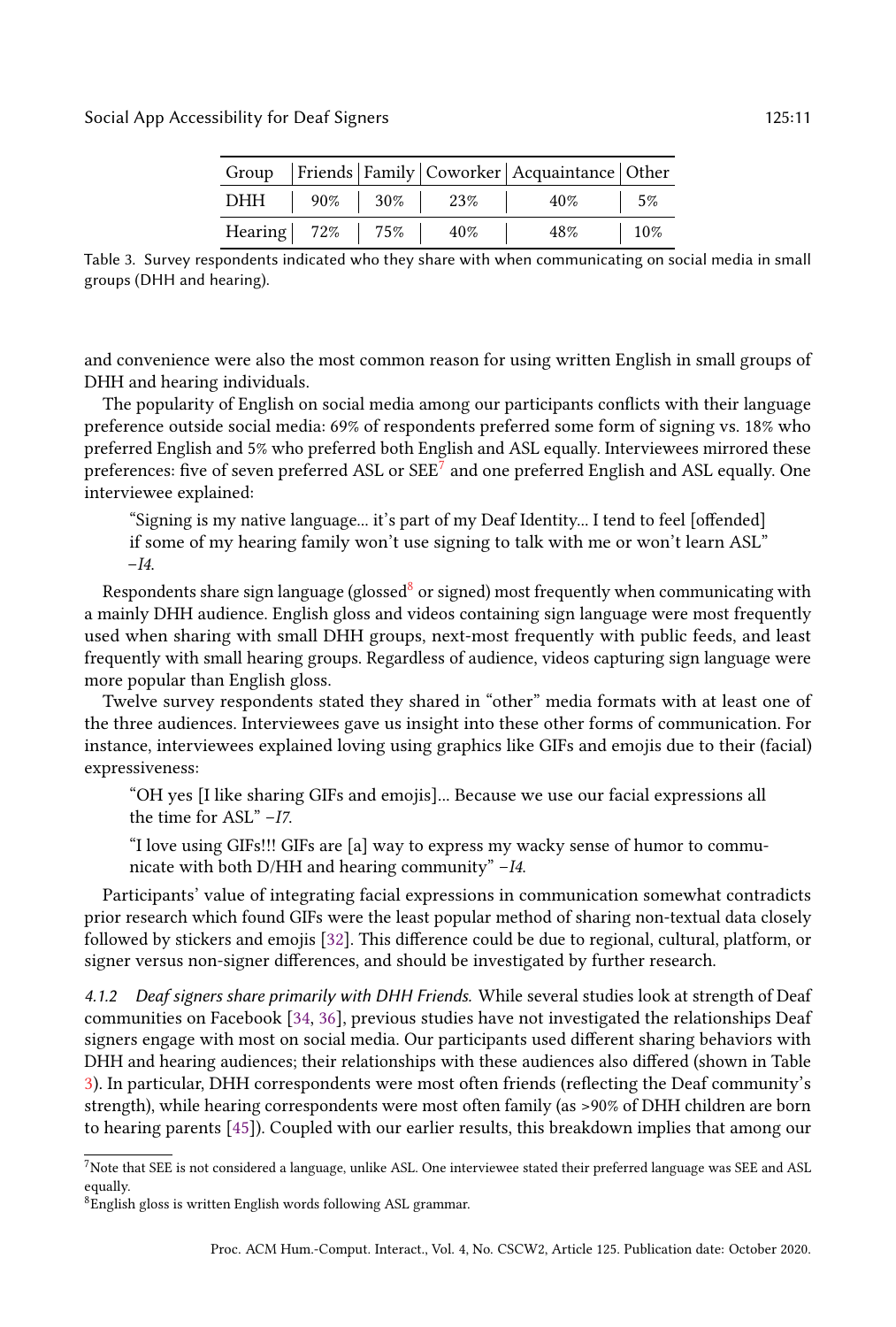| Group | Friends | Family | Coworker | Acquaintance | Other |
| --- | --- | --- | --- | --- | --- |
| DHH | 90% | 30% | 23% | 40% | 5% |
| Hearing | 72% | 75% | 40% | 48% | 10% |

Table 3. Survey respondents indicated who they share with when communicating on social media in small groups (DHH and hearing).

and convenience were also the most common reason for using written English in small groups of DHH and hearing individuals.

The popularity of English on social media among our participants conflicts with their language preference outside social media: 69% of respondents preferred some form of signing vs. 18% who preferred English and 5% who preferred both English and ASL equally. Interviewees mirrored these preferences: five of seven preferred ASL or SEE[7] and one preferred English and ASL equally. One interviewee explained:

> "Signing is my native language... it's part of my Deaf Identity... I tend to feel [offended] if some of my hearing family won't use signing to talk with me or won't learn ASL" –*I4*.

Respondents share sign language (glossed[8] or signed) most frequently when communicating with a mainly DHH audience. English gloss and videos containing sign language were most frequently used when sharing with small DHH groups, next-most frequently with public feeds, and least frequently with small hearing groups. Regardless of audience, videos capturing sign language were more popular than English gloss.

Twelve survey respondents stated they shared in "other" media formats with at least one of the three audiences. Interviewees gave us insight into these other forms of communication. For instance, interviewees explained loving using graphics like GIFs and emojis due to their (facial) expressiveness:

> "OH yes [I like sharing GIFs and emojis]... Because we use our facial expressions all the time for ASL" –*I7*.

> "I love using GIFs!!! GIFs are [a] way to express my wacky sense of humor to communicate with both D/HH and hearing community" –*I4*.

Participants' value of integrating facial expressions in communication somewhat contradicts prior research which found GIFs were the least popular method of sharing non-textual data closely followed by stickers and emojis [32]. This difference could be due to regional, cultural, platform, or signer versus non-signer differences, and should be investigated by further research.

#### 4.1.2 *Deaf signers share primarily with DHH Friends.*

While several studies look at strength of Deaf communities on Facebook [34, 36], previous studies have not investigated the relationships Deaf signers engage with most on social media. Our participants used different sharing behaviors with DHH and hearing audiences; their relationships with these audiences also differed (shown in Table 3). In particular, DHH correspondents were most often friends (reflecting the Deaf community's strength), while hearing correspondents were most often family (as >90% of DHH children are born to hearing parents [45]). Coupled with our earlier results, this breakdown implies that among our

[7] Note that SEE is not considered a language, unlike ASL. One interviewee stated their preferred language was SEE and ASL equally.

[8] English gloss is written English words following ASL grammar.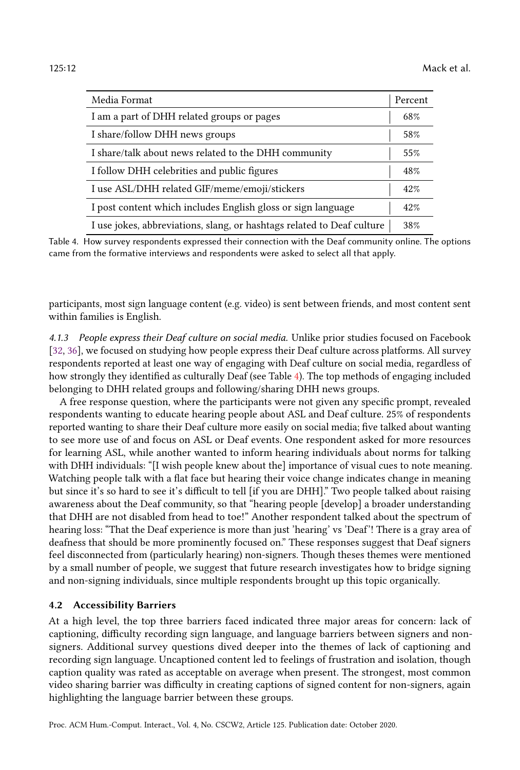| Media Format | Percent |
| --- | --- |
| I am a part of DHH related groups or pages | 68% |
| I share/follow DHH news groups | 58% |
| I share/talk about news related to the DHH community | 55% |
| I follow DHH celebrities and public figures | 48% |
| I use ASL/DHH related GIF/meme/emoji/stickers | 42% |
| I post content which includes English gloss or sign language | 42% |
| I use jokes, abbreviations, slang, or hashtags related to Deaf culture | 38% |

Table 4. How survey respondents expressed their connection with the Deaf community online. The options came from the formative interviews and respondents were asked to select all that apply.

participants, most sign language content (e.g. video) is sent between friends, and most content sent within families is English.

*4.1.3 People express their Deaf culture on social media.* Unlike prior studies focused on Facebook [32, 36], we focused on studying how people express their Deaf culture across platforms. All survey respondents reported at least one way of engaging with Deaf culture on social media, regardless of how strongly they identified as culturally Deaf (see Table 4). The top methods of engaging included belonging to DHH related groups and following/sharing DHH news groups.

A free response question, where the participants were not given any specific prompt, revealed respondents wanting to educate hearing people about ASL and Deaf culture. 25% of respondents reported wanting to share their Deaf culture more easily on social media; five talked about wanting to see more use of and focus on ASL or Deaf events. One respondent asked for more resources for learning ASL, while another wanted to inform hearing individuals about norms for talking with DHH individuals: "[I wish people knew about the] importance of visual cues to note meaning. Watching people talk with a flat face but hearing their voice change indicates change in meaning but since it's so hard to see it's difficult to tell [if you are DHH]." Two people talked about raising awareness about the Deaf community, so that "hearing people [develop] a broader understanding that DHH are not disabled from head to toe!" Another respondent talked about the spectrum of hearing loss: "That the Deaf experience is more than just 'hearing' vs 'Deaf'! There is a gray area of deafness that should be more prominently focused on." These responses suggest that Deaf signers feel disconnected from (particularly hearing) non-signers. Though theses themes were mentioned by a small number of people, we suggest that future research investigates how to bridge signing and non-signing individuals, since multiple respondents brought up this topic organically.

### 4.2 Accessibility Barriers

At a high level, the top three barriers faced indicated three major areas for concern: lack of captioning, difficulty recording sign language, and language barriers between signers and non-signers. Additional survey questions dived deeper into the themes of lack of captioning and recording sign language. Uncaptioned content led to feelings of frustration and isolation, though caption quality was rated as acceptable on average when present. The strongest, most common video sharing barrier was difficulty in creating captions of signed content for non-signers, again highlighting the language barrier between these groups.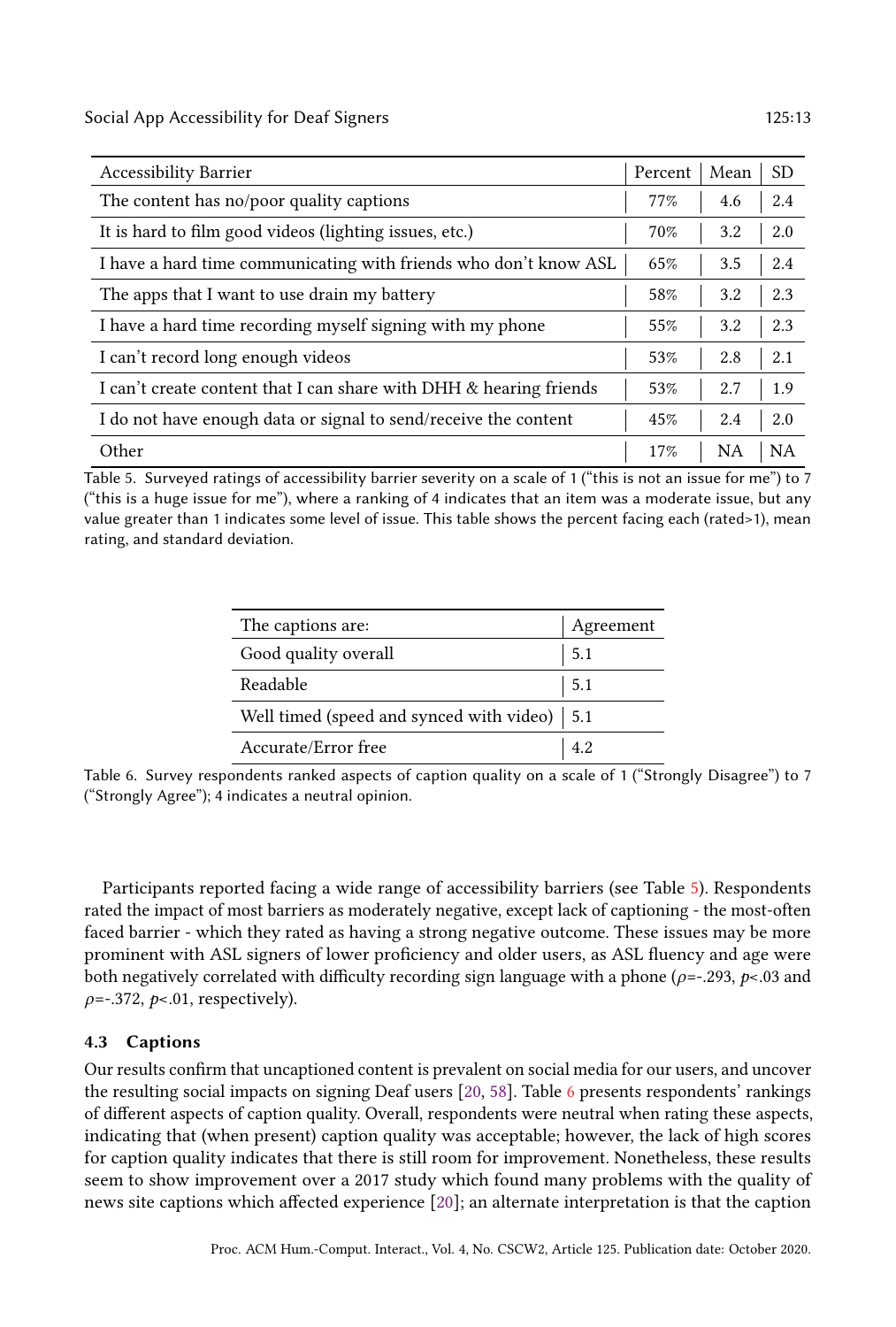| Accessibility Barrier | Percent | Mean | SD |
|---|---|---|---|
| The content has no/poor quality captions | 77% | 4.6 | 2.4 |
| It is hard to film good videos (lighting issues, etc.) | 70% | 3.2 | 2.0 |
| I have a hard time communicating with friends who don't know ASL | 65% | 3.5 | 2.4 |
| The apps that I want to use drain my battery | 58% | 3.2 | 2.3 |
| I have a hard time recording myself signing with my phone | 55% | 3.2 | 2.3 |
| I can't record long enough videos | 53% | 2.8 | 2.1 |
| I can't create content that I can share with DHH & hearing friends | 53% | 2.7 | 1.9 |
| I do not have enough data or signal to send/receive the content | 45% | 2.4 | 2.0 |
| Other | 17% | NA | NA |

Table 5. Surveyed ratings of accessibility barrier severity on a scale of 1 ("this is not an issue for me") to 7 ("this is a huge issue for me"), where a ranking of 4 indicates that an item was a moderate issue, but any value greater than 1 indicates some level of issue. This table shows the percent facing each (rated>1), mean rating, and standard deviation.

| The captions are: | Agreement |
|---|---|
| Good quality overall | 5.1 |
| Readable | 5.1 |
| Well timed (speed and synced with video) | 5.1 |
| Accurate/Error free | 4.2 |

Table 6. Survey respondents ranked aspects of caption quality on a scale of 1 ("Strongly Disagree") to 7 ("Strongly Agree"); 4 indicates a neutral opinion.

Participants reported facing a wide range of accessibility barriers (see Table 5). Respondents rated the impact of most barriers as moderately negative, except lack of captioning - the most-often faced barrier - which they rated as having a strong negative outcome. These issues may be more prominent with ASL signers of lower proficiency and older users, as ASL fluency and age were both negatively correlated with difficulty recording sign language with a phone ($\rho$=-.293, $p$<.03 and $\rho$=-.372, $p$<.01, respectively).

### 4.3 Captions

Our results confirm that uncaptioned content is prevalent on social media for our users, and uncover the resulting social impacts on signing Deaf users [20, 58]. Table 6 presents respondents' rankings of different aspects of caption quality. Overall, respondents were neutral when rating these aspects, indicating that (when present) caption quality was acceptable; however, the lack of high scores for caption quality indicates that there is still room for improvement. Nonetheless, these results seem to show improvement over a 2017 study which found many problems with the quality of news site captions which affected experience [20]; an alternate interpretation is that the caption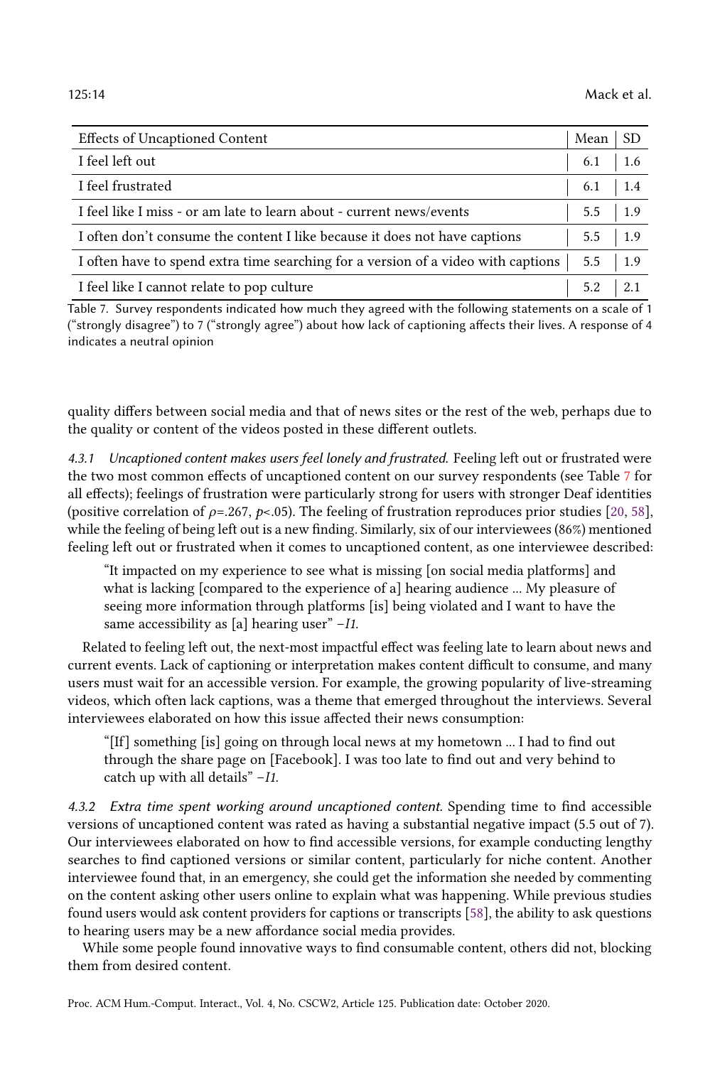| Effects of Uncaptioned Content | Mean | SD |
|---|---|---|
| I feel left out | 6.1 | 1.6 |
| I feel frustrated | 6.1 | 1.4 |
| I feel like I miss - or am late to learn about - current news/events | 5.5 | 1.9 |
| I often don't consume the content I like because it does not have captions | 5.5 | 1.9 |
| I often have to spend extra time searching for a version of a video with captions | 5.5 | 1.9 |
| I feel like I cannot relate to pop culture | 5.2 | 2.1 |

Table 7. Survey respondents indicated how much they agreed with the following statements on a scale of 1 ("strongly disagree") to 7 ("strongly agree") about how lack of captioning affects their lives. A response of 4 indicates a neutral opinion

quality differs between social media and that of news sites or the rest of the web, perhaps due to the quality or content of the videos posted in these different outlets.

#### 4.3.1 *Uncaptioned content makes users feel lonely and frustrated.*

Feeling left out or frustrated were the two most common effects of uncaptioned content on our survey respondents (see Table 7 for all effects); feelings of frustration were particularly strong for users with stronger Deaf identities (positive correlation of $\rho$=.267, $p$<.05). The feeling of frustration reproduces prior studies [20, 58], while the feeling of being left out is a new finding. Similarly, six of our interviewees (86%) mentioned feeling left out or frustrated when it comes to uncaptioned content, as one interviewee described:

> "It impacted on my experience to see what is missing [on social media platforms] and what is lacking [compared to the experience of a] hearing audience ... My pleasure of seeing more information through platforms [is] being violated and I want to have the same accessibility as [a] hearing user" –*I1*.

Related to feeling left out, the next-most impactful effect was feeling late to learn about news and current events. Lack of captioning or interpretation makes content difficult to consume, and many users must wait for an accessible version. For example, the growing popularity of live-streaming videos, which often lack captions, was a theme that emerged throughout the interviews. Several interviewees elaborated on how this issue affected their news consumption:

> "[If] something [is] going on through local news at my hometown ... I had to find out through the share page on [Facebook]. I was too late to find out and very behind to catch up with all details" –*I1*.

#### 4.3.2 *Extra time spent working around uncaptioned content.*

Spending time to find accessible versions of uncaptioned content was rated as having a substantial negative impact (5.5 out of 7). Our interviewees elaborated on how to find accessible versions, for example conducting lengthy searches to find captioned versions or similar content, particularly for niche content. Another interviewee found that, in an emergency, she could get the information she needed by commenting on the content asking other users online to explain what was happening. While previous studies found users would ask content providers for captions or transcripts [58], the ability to ask questions to hearing users may be a new affordance social media provides.

While some people found innovative ways to find consumable content, others did not, blocking them from desired content.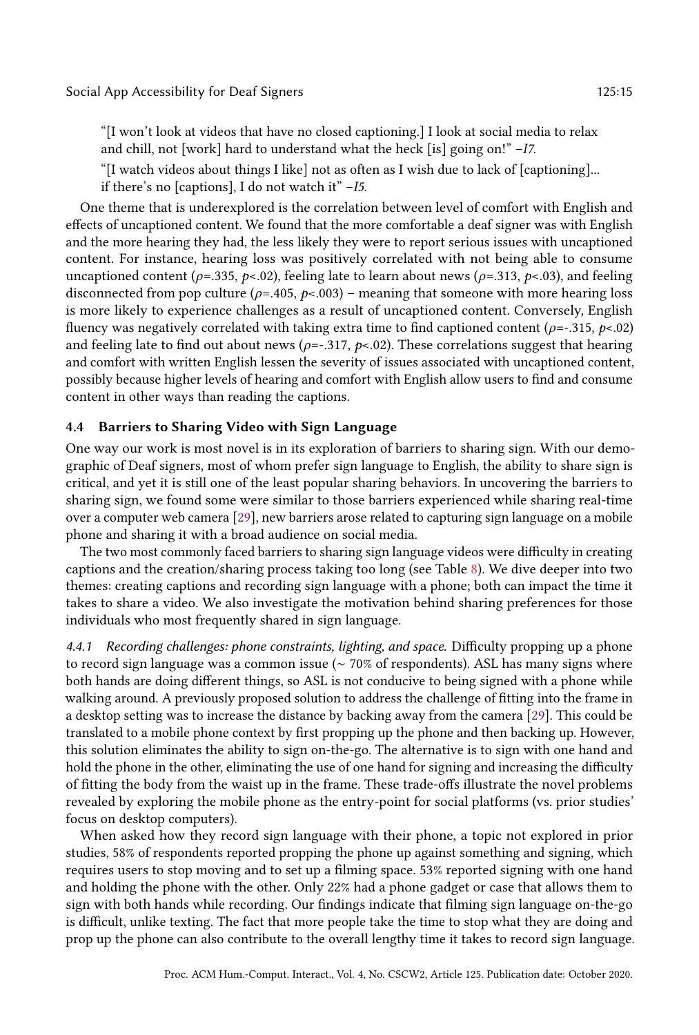"[I won't look at videos that have no closed captioning.] I look at social media to relax and chill, not [work] hard to understand what the heck [is] going on!" *–I7.*

"[I watch videos about things I like] not as often as I wish due to lack of [captioning]... if there's no [captions], I do not watch it" *–I5.*

One theme that is underexplored is the correlation between level of comfort with English and effects of uncaptioned content. We found that the more comfortable a deaf signer was with English and the more hearing they had, the less likely they were to report serious issues with uncaptioned content. For instance, hearing loss was positively correlated with not being able to consume uncaptioned content ($\rho$=.335, $p$<.02), feeling late to learn about news ($\rho$=.313, $p$<.03), and feeling disconnected from pop culture ($\rho$=.405, $p$<.003) – meaning that someone with more hearing loss is more likely to experience challenges as a result of uncaptioned content. Conversely, English fluency was negatively correlated with taking extra time to find captioned content ($\rho$=-.315, $p$<.02) and feeling late to find out about news ($\rho$=-.317, $p$<.02). These correlations suggest that hearing and comfort with written English lessen the severity of issues associated with uncaptioned content, possibly because higher levels of hearing and comfort with English allow users to find and consume content in other ways than reading the captions.

### 4.4 Barriers to Sharing Video with Sign Language

One way our work is most novel is in its exploration of barriers to sharing sign. With our demographic of Deaf signers, most of whom prefer sign language to English, the ability to share sign is critical, and yet it is still one of the least popular sharing behaviors. In uncovering the barriers to sharing sign, we found some were similar to those barriers experienced while sharing real-time over a computer web camera [29], new barriers arose related to capturing sign language on a mobile phone and sharing it with a broad audience on social media.

The two most commonly faced barriers to sharing sign language videos were difficulty in creating captions and the creation/sharing process taking too long (see Table 8). We dive deeper into two themes: creating captions and recording sign language with a phone; both can impact the time it takes to share a video. We also investigate the motivation behind sharing preferences for those individuals who most frequently shared in sign language.

*4.4.1 Recording challenges: phone constraints, lighting, and space.* Difficulty propping up a phone to record sign language was a common issue (~ 70% of respondents). ASL has many signs where both hands are doing different things, so ASL is not conducive to being signed with a phone while walking around. A previously proposed solution to address the challenge of fitting into the frame in a desktop setting was to increase the distance by backing away from the camera [29]. This could be translated to a mobile phone context by first propping up the phone and then backing up. However, this solution eliminates the ability to sign on-the-go. The alternative is to sign with one hand and hold the phone in the other, eliminating the use of one hand for signing and increasing the difficulty of fitting the body from the waist up in the frame. These trade-offs illustrate the novel problems revealed by exploring the mobile phone as the entry-point for social platforms (vs. prior studies' focus on desktop computers).

When asked how they record sign language with their phone, a topic not explored in prior studies, 58% of respondents reported propping the phone up against something and signing, which requires users to stop moving and to set up a filming space. 53% reported signing with one hand and holding the phone with the other. Only 22% had a phone gadget or case that allows them to sign with both hands while recording. Our findings indicate that filming sign language on-the-go is difficult, unlike texting. The fact that more people take the time to stop what they are doing and prop up the phone can also contribute to the overall lengthy time it takes to record sign language.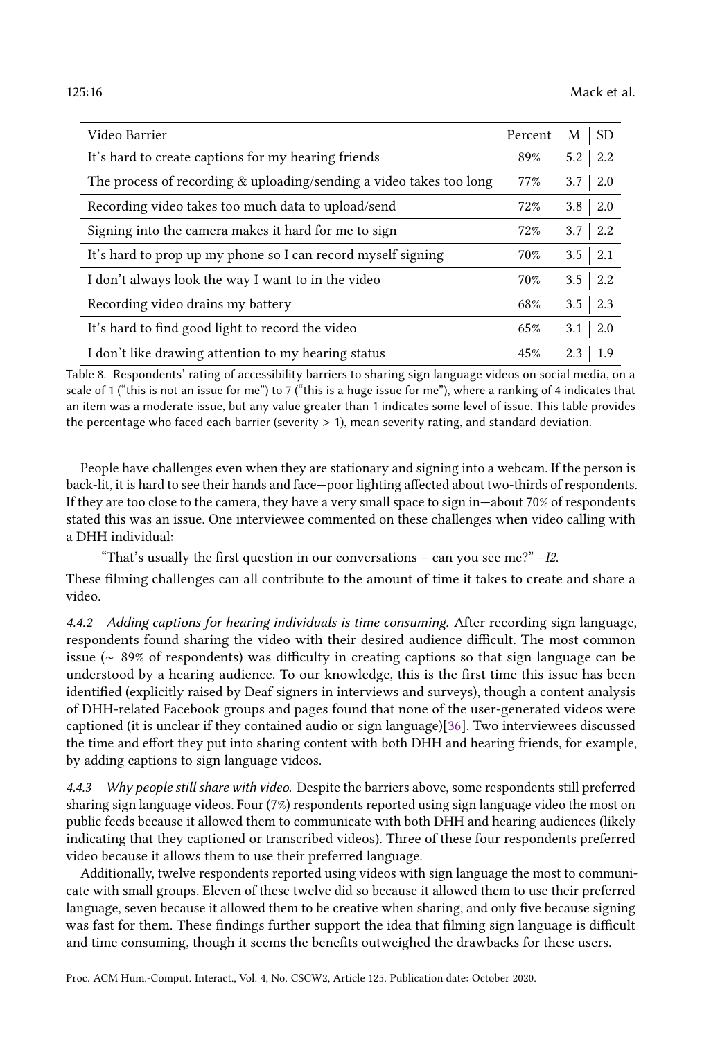| Video Barrier | Percent | M | SD |
|---|---|---|---|
| It's hard to create captions for my hearing friends | 89% | 5.2 | 2.2 |
| The process of recording & uploading/sending a video takes too long | 77% | 3.7 | 2.0 |
| Recording video takes too much data to upload/send | 72% | 3.8 | 2.0 |
| Signing into the camera makes it hard for me to sign | 72% | 3.7 | 2.2 |
| It's hard to prop up my phone so I can record myself signing | 70% | 3.5 | 2.1 |
| I don't always look the way I want to in the video | 70% | 3.5 | 2.2 |
| Recording video drains my battery | 68% | 3.5 | 2.3 |
| It's hard to find good light to record the video | 65% | 3.1 | 2.0 |
| I don't like drawing attention to my hearing status | 45% | 2.3 | 1.9 |

Table 8. Respondents' rating of accessibility barriers to sharing sign language videos on social media, on a scale of 1 ("this is not an issue for me") to 7 ("this is a huge issue for me"), where a ranking of 4 indicates that an item was a moderate issue, but any value greater than 1 indicates some level of issue. This table provides the percentage who faced each barrier (severity > 1), mean severity rating, and standard deviation.

People have challenges even when they are stationary and signing into a webcam. If the person is back-lit, it is hard to see their hands and face—poor lighting affected about two-thirds of respondents. If they are too close to the camera, they have a very small space to sign in—about 70% of respondents stated this was an issue. One interviewee commented on these challenges when video calling with a DHH individual:

> "That's usually the first question in our conversations – can you see me?" –*I2.*

These filming challenges can all contribute to the amount of time it takes to create and share a video.

*4.4.2 Adding captions for hearing individuals is time consuming.* After recording sign language, respondents found sharing the video with their desired audience difficult. The most common issue (∼ 89% of respondents) was difficulty in creating captions so that sign language can be understood by a hearing audience. To our knowledge, this is the first time this issue has been identified (explicitly raised by Deaf signers in interviews and surveys), though a content analysis of DHH-related Facebook groups and pages found that none of the user-generated videos were captioned (it is unclear if they contained audio or sign language)[36]. Two interviewees discussed the time and effort they put into sharing content with both DHH and hearing friends, for example, by adding captions to sign language videos.

*4.4.3 Why people still share with video.* Despite the barriers above, some respondents still preferred sharing sign language videos. Four (7%) respondents reported using sign language video the most on public feeds because it allowed them to communicate with both DHH and hearing audiences (likely indicating that they captioned or transcribed videos). Three of these four respondents preferred video because it allows them to use their preferred language.

Additionally, twelve respondents reported using videos with sign language the most to communicate with small groups. Eleven of these twelve did so because it allowed them to use their preferred language, seven because it allowed them to be creative when sharing, and only five because signing was fast for them. These findings further support the idea that filming sign language is difficult and time consuming, though it seems the benefits outweighed the drawbacks for these users.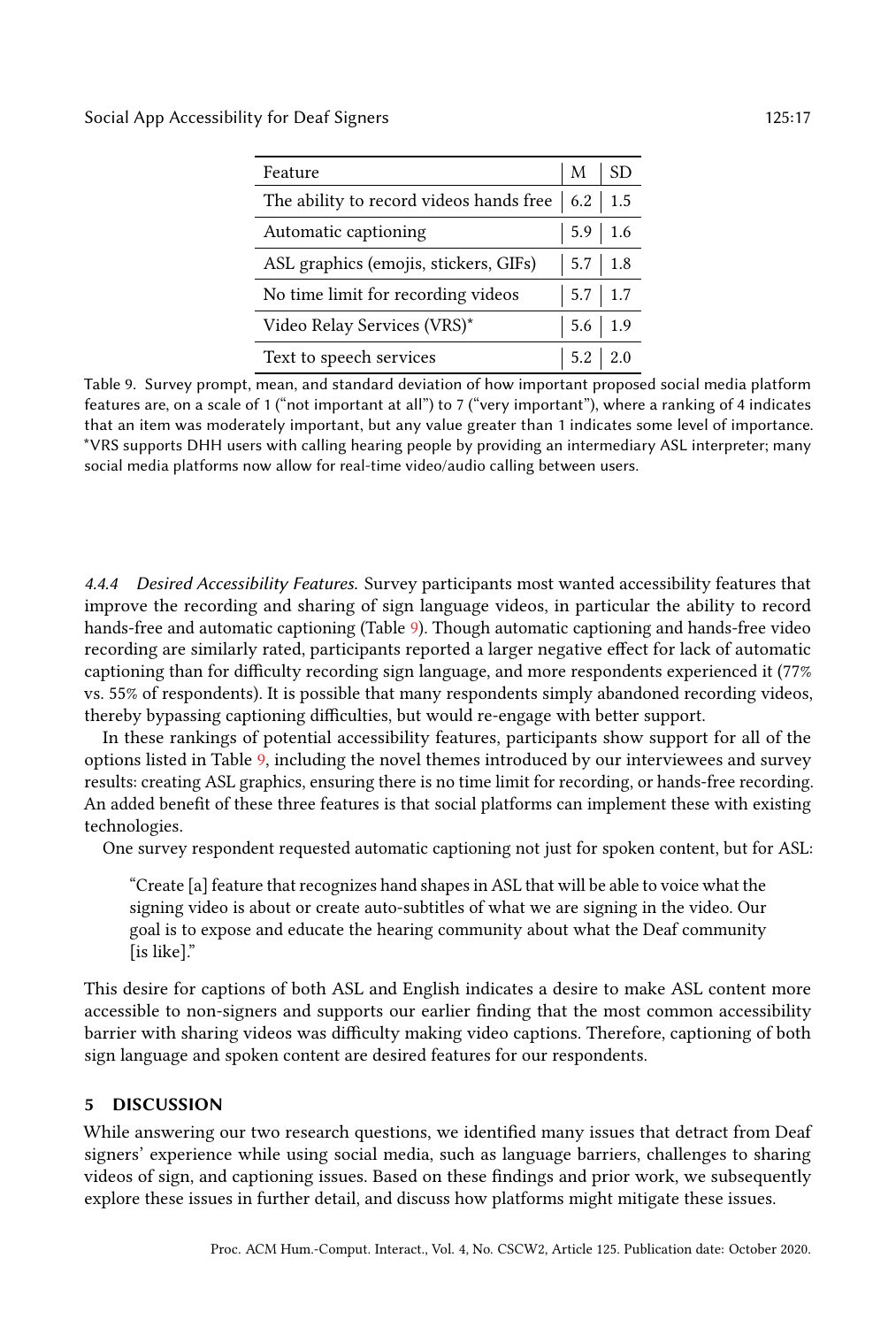| Feature | M | SD |
|---|---|---|
| The ability to record videos hands free | 6.2 | 1.5 |
| Automatic captioning | 5.9 | 1.6 |
| ASL graphics (emojis, stickers, GIFs) | 5.7 | 1.8 |
| No time limit for recording videos | 5.7 | 1.7 |
| Video Relay Services (VRS)* | 5.6 | 1.9 |
| Text to speech services | 5.2 | 2.0 |

Table 9. Survey prompt, mean, and standard deviation of how important proposed social media platform features are, on a scale of 1 ("not important at all") to 7 ("very important"), where a ranking of 4 indicates that an item was moderately important, but any value greater than 1 indicates some level of importance. *VRS supports DHH users with calling hearing people by providing an intermediary ASL interpreter; many social media platforms now allow for real-time video/audio calling between users.

*4.4.4 Desired Accessibility Features.* Survey participants most wanted accessibility features that improve the recording and sharing of sign language videos, in particular the ability to record hands-free and automatic captioning (Table 9). Though automatic captioning and hands-free video recording are similarly rated, participants reported a larger negative effect for lack of automatic captioning than for difficulty recording sign language, and more respondents experienced it (77% vs. 55% of respondents). It is possible that many respondents simply abandoned recording videos, thereby bypassing captioning difficulties, but would re-engage with better support.

In these rankings of potential accessibility features, participants show support for all of the options listed in Table 9, including the novel themes introduced by our interviewees and survey results: creating ASL graphics, ensuring there is no time limit for recording, or hands-free recording. An added benefit of these three features is that social platforms can implement these with existing technologies.

One survey respondent requested automatic captioning not just for spoken content, but for ASL:

> "Create [a] feature that recognizes hand shapes in ASL that will be able to voice what the signing video is about or create auto-subtitles of what we are signing in the video. Our goal is to expose and educate the hearing community about what the Deaf community [is like]."

This desire for captions of both ASL and English indicates a desire to make ASL content more accessible to non-signers and supports our earlier finding that the most common accessibility barrier with sharing videos was difficulty making video captions. Therefore, captioning of both sign language and spoken content are desired features for our respondents.

## 5 DISCUSSION

While answering our two research questions, we identified many issues that detract from Deaf signers' experience while using social media, such as language barriers, challenges to sharing videos of sign, and captioning issues. Based on these findings and prior work, we subsequently explore these issues in further detail, and discuss how platforms might mitigate these issues.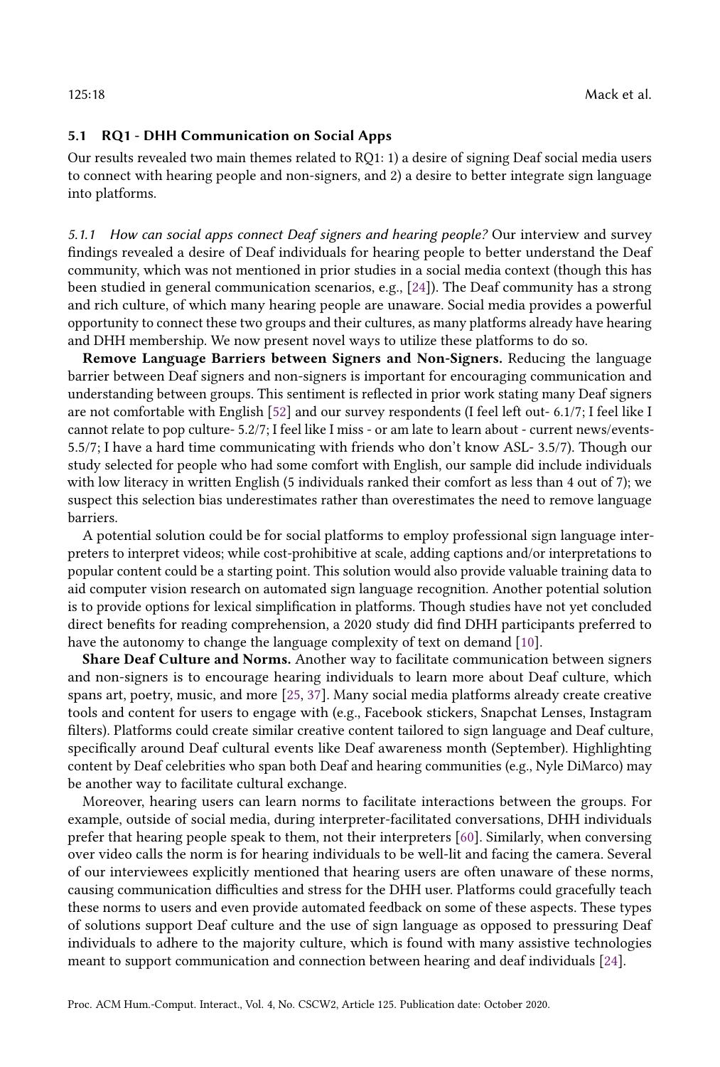### 5.1 RQ1 - DHH Communication on Social Apps

Our results revealed two main themes related to RQ1: 1) a desire of signing Deaf social media users to connect with hearing people and non-signers, and 2) a desire to better integrate sign language into platforms.

#### *5.1.1 How can social apps connect Deaf signers and hearing people?*

Our interview and survey findings revealed a desire of Deaf individuals for hearing people to better understand the Deaf community, which was not mentioned in prior studies in a social media context (though this has been studied in general communication scenarios, e.g., [24]). The Deaf community has a strong and rich culture, of which many hearing people are unaware. Social media provides a powerful opportunity to connect these two groups and their cultures, as many platforms already have hearing and DHH membership. We now present novel ways to utilize these platforms to do so.

**Remove Language Barriers between Signers and Non-Signers.** Reducing the language barrier between Deaf signers and non-signers is important for encouraging communication and understanding between groups. This sentiment is reflected in prior work stating many Deaf signers are not comfortable with English [52] and our survey respondents (I feel left out- 6.1/7; I feel like I cannot relate to pop culture- 5.2/7; I feel like I miss - or am late to learn about - current news/events- 5.5/7; I have a hard time communicating with friends who don't know ASL- 3.5/7). Though our study selected for people who had some comfort with English, our sample did include individuals with low literacy in written English (5 individuals ranked their comfort as less than 4 out of 7); we suspect this selection bias underestimates rather than overestimates the need to remove language barriers.

A potential solution could be for social platforms to employ professional sign language interpreters to interpret videos; while cost-prohibitive at scale, adding captions and/or interpretations to popular content could be a starting point. This solution would also provide valuable training data to aid computer vision research on automated sign language recognition. Another potential solution is to provide options for lexical simplification in platforms. Though studies have not yet concluded direct benefits for reading comprehension, a 2020 study did find DHH participants preferred to have the autonomy to change the language complexity of text on demand [10].

**Share Deaf Culture and Norms.** Another way to facilitate communication between signers and non-signers is to encourage hearing individuals to learn more about Deaf culture, which spans art, poetry, music, and more [25, 37]. Many social media platforms already create creative tools and content for users to engage with (e.g., Facebook stickers, Snapchat Lenses, Instagram filters). Platforms could create similar creative content tailored to sign language and Deaf culture, specifically around Deaf cultural events like Deaf awareness month (September). Highlighting content by Deaf celebrities who span both Deaf and hearing communities (e.g., Nyle DiMarco) may be another way to facilitate cultural exchange.

Moreover, hearing users can learn norms to facilitate interactions between the groups. For example, outside of social media, during interpreter-facilitated conversations, DHH individuals prefer that hearing people speak to them, not their interpreters [60]. Similarly, when conversing over video calls the norm is for hearing individuals to be well-lit and facing the camera. Several of our interviewees explicitly mentioned that hearing users are often unaware of these norms, causing communication difficulties and stress for the DHH user. Platforms could gracefully teach these norms to users and even provide automated feedback on some of these aspects. These types of solutions support Deaf culture and the use of sign language as opposed to pressuring Deaf individuals to adhere to the majority culture, which is found with many assistive technologies meant to support communication and connection between hearing and deaf individuals [24].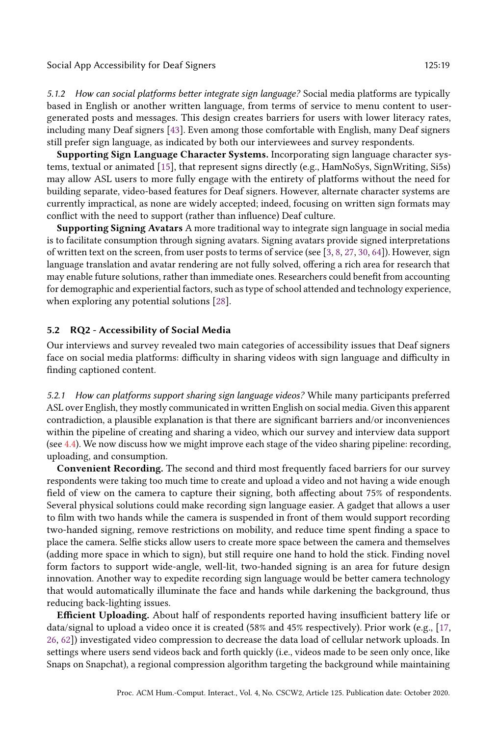#### 5.1.2 How can social platforms better integrate sign language?

Social media platforms are typically based in English or another written language, from terms of service to menu content to user-generated posts and messages. This design creates barriers for users with lower literacy rates, including many Deaf signers [43]. Even among those comfortable with English, many Deaf signers still prefer sign language, as indicated by both our interviewees and survey respondents.

**Supporting Sign Language Character Systems.** Incorporating sign language character systems, textual or animated [15], that represent signs directly (e.g., HamNoSys, SignWriting, Si5s) may allow ASL users to more fully engage with the entirety of platforms without the need for building separate, video-based features for Deaf signers. However, alternate character systems are currently impractical, as none are widely accepted; indeed, focusing on written sign formats may conflict with the need to support (rather than influence) Deaf culture.

**Supporting Signing Avatars** A more traditional way to integrate sign language in social media is to facilitate consumption through signing avatars. Signing avatars provide signed interpretations of written text on the screen, from user posts to terms of service (see [3, 8, 27, 30, 64]). However, sign language translation and avatar rendering are not fully solved, offering a rich area for research that may enable future solutions, rather than immediate ones. Researchers could benefit from accounting for demographic and experiential factors, such as type of school attended and technology experience, when exploring any potential solutions [28].

### 5.2 RQ2 - Accessibility of Social Media

Our interviews and survey revealed two main categories of accessibility issues that Deaf signers face on social media platforms: difficulty in sharing videos with sign language and difficulty in finding captioned content.

#### 5.2.1 How can platforms support sharing sign language videos?

While many participants preferred ASL over English, they mostly communicated in written English on social media. Given this apparent contradiction, a plausible explanation is that there are significant barriers and/or inconveniences within the pipeline of creating and sharing a video, which our survey and interview data support (see 4.4). We now discuss how we might improve each stage of the video sharing pipeline: recording, uploading, and consumption.

**Convenient Recording.** The second and third most frequently faced barriers for our survey respondents were taking too much time to create and upload a video and not having a wide enough field of view on the camera to capture their signing, both affecting about 75% of respondents. Several physical solutions could make recording sign language easier. A gadget that allows a user to film with two hands while the camera is suspended in front of them would support recording two-handed signing, remove restrictions on mobility, and reduce time spent finding a space to place the camera. Selfie sticks allow users to create more space between the camera and themselves (adding more space in which to sign), but still require one hand to hold the stick. Finding novel form factors to support wide-angle, well-lit, two-handed signing is an area for future design innovation. Another way to expedite recording sign language would be better camera technology that would automatically illuminate the face and hands while darkening the background, thus reducing back-lighting issues.

**Efficient Uploading.** About half of respondents reported having insufficient battery life or data/signal to upload a video once it is created (58% and 45% respectively). Prior work (e.g., [17, 26, 62]) investigated video compression to decrease the data load of cellular network uploads. In settings where users send videos back and forth quickly (i.e., videos made to be seen only once, like Snaps on Snapchat), a regional compression algorithm targeting the background while maintaining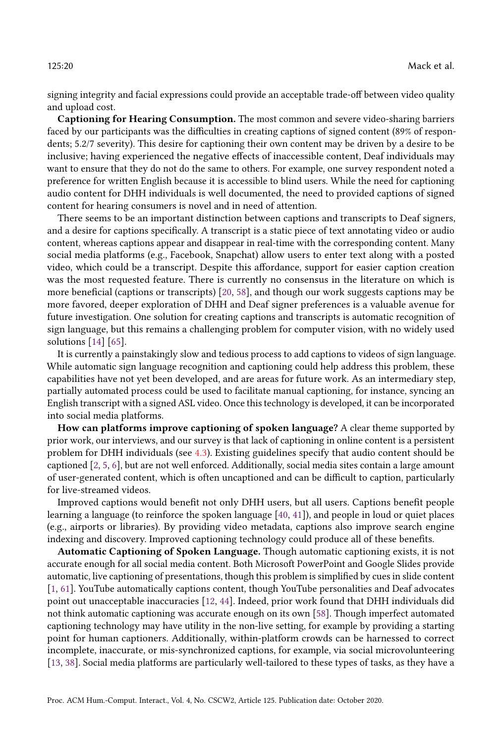signing integrity and facial expressions could provide an acceptable trade-off between video quality and upload cost.

**Captioning for Hearing Consumption.** The most common and severe video-sharing barriers faced by our participants was the difficulties in creating captions of signed content (89% of respondents; 5.2/7 severity). This desire for captioning their own content may be driven by a desire to be inclusive; having experienced the negative effects of inaccessible content, Deaf individuals may want to ensure that they do not do the same to others. For example, one survey respondent noted a preference for written English because it is accessible to blind users. While the need for captioning audio content for DHH individuals is well documented, the need to provided captions of signed content for hearing consumers is novel and in need of attention.

There seems to be an important distinction between captions and transcripts to Deaf signers, and a desire for captions specifically. A transcript is a static piece of text annotating video or audio content, whereas captions appear and disappear in real-time with the corresponding content. Many social media platforms (e.g., Facebook, Snapchat) allow users to enter text along with a posted video, which could be a transcript. Despite this affordance, support for easier caption creation was the most requested feature. There is currently no consensus in the literature on which is more beneficial (captions or transcripts) [20, 58], and though our work suggests captions may be more favored, deeper exploration of DHH and Deaf signer preferences is a valuable avenue for future investigation. One solution for creating captions and transcripts is automatic recognition of sign language, but this remains a challenging problem for computer vision, with no widely used solutions [14] [65].

It is currently a painstakingly slow and tedious process to add captions to videos of sign language. While automatic sign language recognition and captioning could help address this problem, these capabilities have not yet been developed, and are areas for future work. As an intermediary step, partially automated process could be used to facilitate manual captioning, for instance, syncing an English transcript with a signed ASL video. Once this technology is developed, it can be incorporated into social media platforms.

**How can platforms improve captioning of spoken language?** A clear theme supported by prior work, our interviews, and our survey is that lack of captioning in online content is a persistent problem for DHH individuals (see 4.3). Existing guidelines specify that audio content should be captioned [2, 5, 6], but are not well enforced. Additionally, social media sites contain a large amount of user-generated content, which is often uncaptioned and can be difficult to caption, particularly for live-streamed videos.

Improved captions would benefit not only DHH users, but all users. Captions benefit people learning a language (to reinforce the spoken language [40, 41]), and people in loud or quiet places (e.g., airports or libraries). By providing video metadata, captions also improve search engine indexing and discovery. Improved captioning technology could produce all of these benefits.

**Automatic Captioning of Spoken Language.** Though automatic captioning exists, it is not accurate enough for all social media content. Both Microsoft PowerPoint and Google Slides provide automatic, live captioning of presentations, though this problem is simplified by cues in slide content [1, 61]. YouTube automatically captions content, though YouTube personalities and Deaf advocates point out unacceptable inaccuracies [12, 44]. Indeed, prior work found that DHH individuals did not think automatic captioning was accurate enough on its own [58]. Though imperfect automated captioning technology may have utility in the non-live setting, for example by providing a starting point for human captioners. Additionally, within-platform crowds can be harnessed to correct incomplete, inaccurate, or mis-synchronized captions, for example, via social microvolunteering [13, 38]. Social media platforms are particularly well-tailored to these types of tasks, as they have a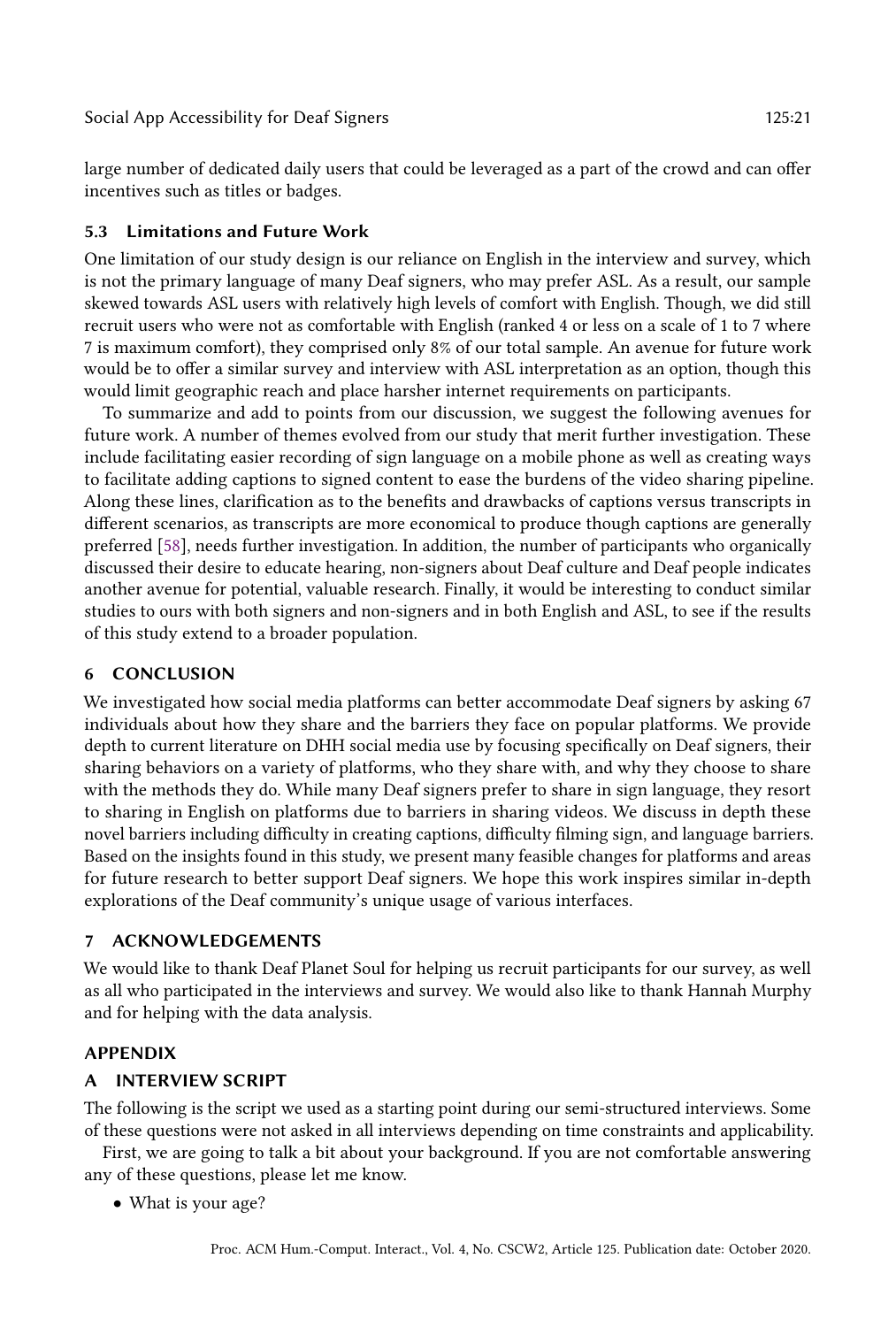large number of dedicated daily users that could be leveraged as a part of the crowd and can offer incentives such as titles or badges.

### 5.3 Limitations and Future Work

One limitation of our study design is our reliance on English in the interview and survey, which is not the primary language of many Deaf signers, who may prefer ASL. As a result, our sample skewed towards ASL users with relatively high levels of comfort with English. Though, we did still recruit users who were not as comfortable with English (ranked 4 or less on a scale of 1 to 7 where 7 is maximum comfort), they comprised only 8% of our total sample. An avenue for future work would be to offer a similar survey and interview with ASL interpretation as an option, though this would limit geographic reach and place harsher internet requirements on participants.

To summarize and add to points from our discussion, we suggest the following avenues for future work. A number of themes evolved from our study that merit further investigation. These include facilitating easier recording of sign language on a mobile phone as well as creating ways to facilitate adding captions to signed content to ease the burdens of the video sharing pipeline. Along these lines, clarification as to the benefits and drawbacks of captions versus transcripts in different scenarios, as transcripts are more economical to produce though captions are generally preferred [58], needs further investigation. In addition, the number of participants who organically discussed their desire to educate hearing, non-signers about Deaf culture and Deaf people indicates another avenue for potential, valuable research. Finally, it would be interesting to conduct similar studies to ours with both signers and non-signers and in both English and ASL, to see if the results of this study extend to a broader population.

## 6 CONCLUSION

We investigated how social media platforms can better accommodate Deaf signers by asking 67 individuals about how they share and the barriers they face on popular platforms. We provide depth to current literature on DHH social media use by focusing specifically on Deaf signers, their sharing behaviors on a variety of platforms, who they share with, and why they choose to share with the methods they do. While many Deaf signers prefer to share in sign language, they resort to sharing in English on platforms due to barriers in sharing videos. We discuss in depth these novel barriers including difficulty in creating captions, difficulty filming sign, and language barriers. Based on the insights found in this study, we present many feasible changes for platforms and areas for future research to better support Deaf signers. We hope this work inspires similar in-depth explorations of the Deaf community's unique usage of various interfaces.

## 7 ACKNOWLEDGEMENTS

We would like to thank Deaf Planet Soul for helping us recruit participants for our survey, as well as all who participated in the interviews and survey. We would also like to thank Hannah Murphy and for helping with the data analysis.

## APPENDIX

## A INTERVIEW SCRIPT

The following is the script we used as a starting point during our semi-structured interviews. Some of these questions were not asked in all interviews depending on time constraints and applicability.

First, we are going to talk a bit about your background. If you are not comfortable answering any of these questions, please let me know.

- What is your age?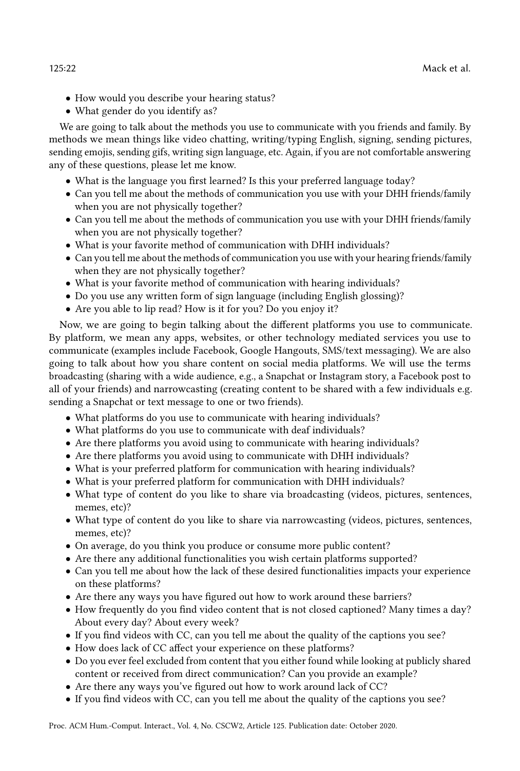- How would you describe your hearing status?
- What gender do you identify as?

We are going to talk about the methods you use to communicate with you friends and family. By methods we mean things like video chatting, writing/typing English, signing, sending pictures, sending emojis, sending gifs, writing sign language, etc. Again, if you are not comfortable answering any of these questions, please let me know.

- What is the language you first learned? Is this your preferred language today?
- Can you tell me about the methods of communication you use with your DHH friends/family when you are not physically together?
- Can you tell me about the methods of communication you use with your DHH friends/family when you are not physically together?
- What is your favorite method of communication with DHH individuals?
- Can you tell me about the methods of communication you use with your hearing friends/family when they are not physically together?
- What is your favorite method of communication with hearing individuals?
- Do you use any written form of sign language (including English glossing)?
- Are you able to lip read? How is it for you? Do you enjoy it?

Now, we are going to begin talking about the different platforms you use to communicate. By platform, we mean any apps, websites, or other technology mediated services you use to communicate (examples include Facebook, Google Hangouts, SMS/text messaging). We are also going to talk about how you share content on social media platforms. We will use the terms broadcasting (sharing with a wide audience, e.g., a Snapchat or Instagram story, a Facebook post to all of your friends) and narrowcasting (creating content to be shared with a few individuals e.g. sending a Snapchat or text message to one or two friends).

- What platforms do you use to communicate with hearing individuals?
- What platforms do you use to communicate with deaf individuals?
- Are there platforms you avoid using to communicate with hearing individuals?
- Are there platforms you avoid using to communicate with DHH individuals?
- What is your preferred platform for communication with hearing individuals?
- What is your preferred platform for communication with DHH individuals?
- What type of content do you like to share via broadcasting (videos, pictures, sentences, memes, etc)?
- What type of content do you like to share via narrowcasting (videos, pictures, sentences, memes, etc)?
- On average, do you think you produce or consume more public content?
- Are there any additional functionalities you wish certain platforms supported?
- Can you tell me about how the lack of these desired functionalities impacts your experience on these platforms?
- Are there any ways you have figured out how to work around these barriers?
- How frequently do you find video content that is not closed captioned? Many times a day? About every day? About every week?
- If you find videos with CC, can you tell me about the quality of the captions you see?
- How does lack of CC affect your experience on these platforms?
- Do you ever feel excluded from content that you either found while looking at publicly shared content or received from direct communication? Can you provide an example?
- Are there any ways you've figured out how to work around lack of CC?
- If you find videos with CC, can you tell me about the quality of the captions you see?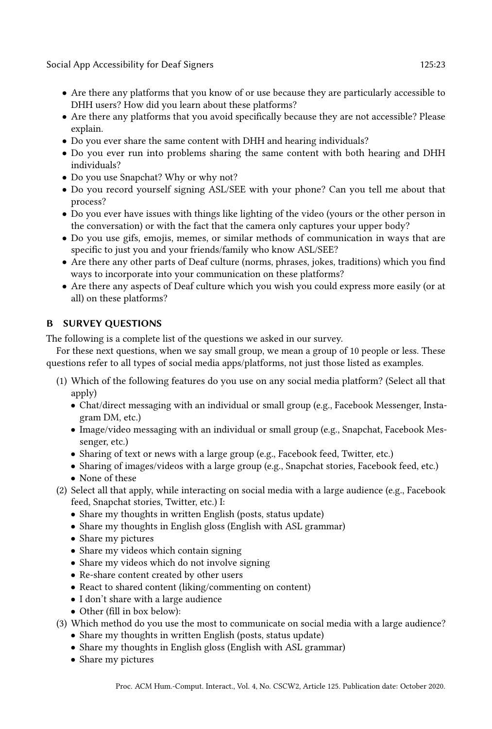- Are there any platforms that you know of or use because they are particularly accessible to DHH users? How did you learn about these platforms?
- Are there any platforms that you avoid specifically because they are not accessible? Please explain.
- Do you ever share the same content with DHH and hearing individuals?
- Do you ever run into problems sharing the same content with both hearing and DHH individuals?
- Do you use Snapchat? Why or why not?
- Do you record yourself signing ASL/SEE with your phone? Can you tell me about that process?
- Do you ever have issues with things like lighting of the video (yours or the other person in the conversation) or with the fact that the camera only captures your upper body?
- Do you use gifs, emojis, memes, or similar methods of communication in ways that are specific to just you and your friends/family who know ASL/SEE?
- Are there any other parts of Deaf culture (norms, phrases, jokes, traditions) which you find ways to incorporate into your communication on these platforms?
- Are there any aspects of Deaf culture which you wish you could express more easily (or at all) on these platforms?

## B SURVEY QUESTIONS

The following is a complete list of the questions we asked in our survey.

For these next questions, when we say small group, we mean a group of 10 people or less. These questions refer to all types of social media apps/platforms, not just those listed as examples.

(1) Which of the following features do you use on any social media platform? (Select all that apply)
   - Chat/direct messaging with an individual or small group (e.g., Facebook Messenger, Instagram DM, etc.)
   - Image/video messaging with an individual or small group (e.g., Snapchat, Facebook Messenger, etc.)
   - Sharing of text or news with a large group (e.g., Facebook feed, Twitter, etc.)
   - Sharing of images/videos with a large group (e.g., Snapchat stories, Facebook feed, etc.)
   - None of these

(2) Select all that apply, while interacting on social media with a large audience (e.g., Facebook feed, Snapchat stories, Twitter, etc.) I:
   - Share my thoughts in written English (posts, status update)
   - Share my thoughts in English gloss (English with ASL grammar)
   - Share my pictures
   - Share my videos which contain signing
   - Share my videos which do not involve signing
   - Re-share content created by other users
   - React to shared content (liking/commenting on content)
   - I don't share with a large audience
   - Other (fill in box below):

(3) Which method do you use the most to communicate on social media with a large audience?
   - Share my thoughts in written English (posts, status update)
   - Share my thoughts in English gloss (English with ASL grammar)
   - Share my pictures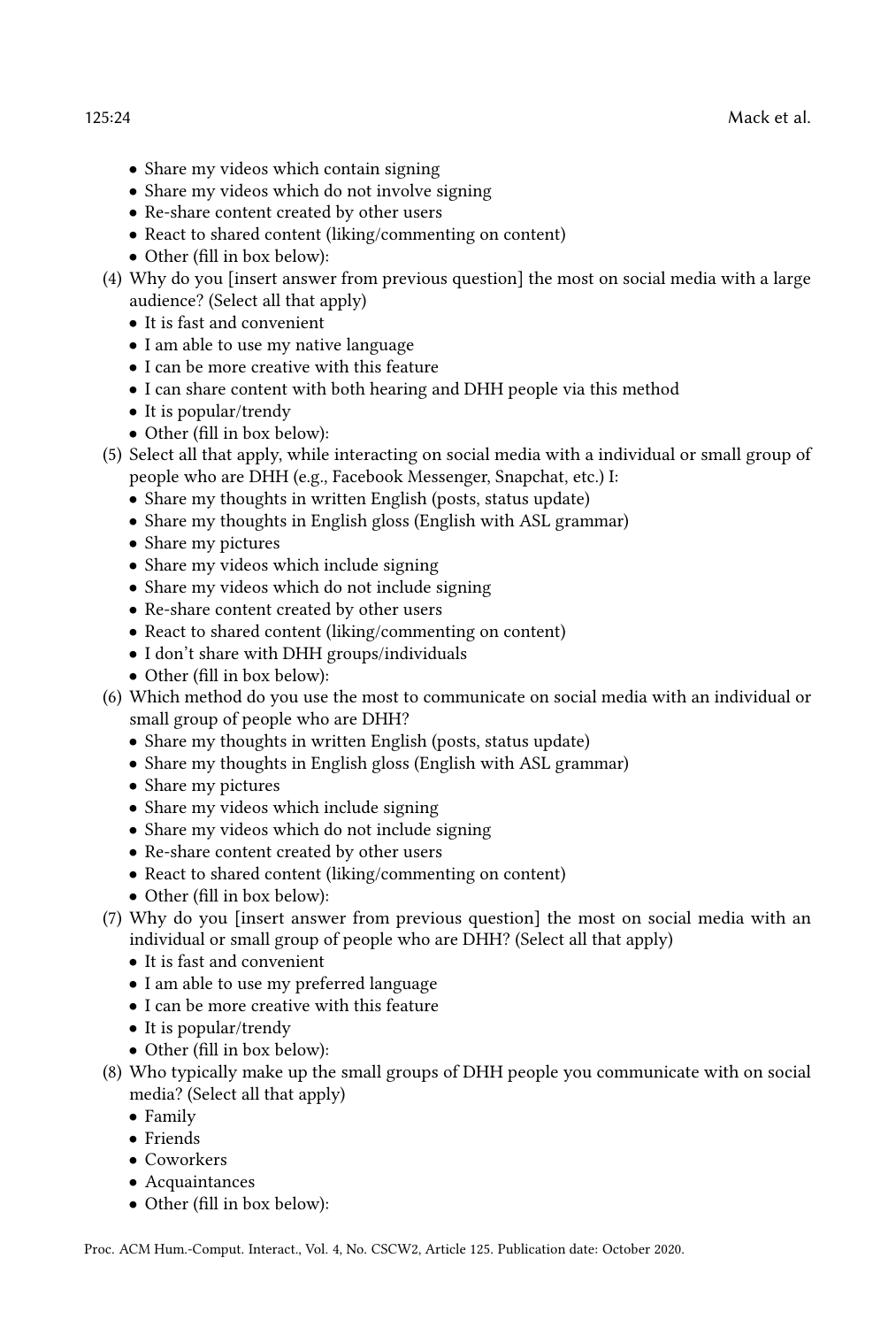- Share my videos which contain signing
- Share my videos which do not involve signing
- Re-share content created by other users
- React to shared content (liking/commenting on content)
- Other (fill in box below):

(4) Why do you [insert answer from previous question] the most on social media with a large audience? (Select all that apply)
   - It is fast and convenient
   - I am able to use my native language
   - I can be more creative with this feature
   - I can share content with both hearing and DHH people via this method
   - It is popular/trendy
   - Other (fill in box below):

(5) Select all that apply, while interacting on social media with a individual or small group of people who are DHH (e.g., Facebook Messenger, Snapchat, etc.) I:
   - Share my thoughts in written English (posts, status update)
   - Share my thoughts in English gloss (English with ASL grammar)
   - Share my pictures
   - Share my videos which include signing
   - Share my videos which do not include signing
   - Re-share content created by other users
   - React to shared content (liking/commenting on content)
   - I don't share with DHH groups/individuals
   - Other (fill in box below):

(6) Which method do you use the most to communicate on social media with an individual or small group of people who are DHH?
   - Share my thoughts in written English (posts, status update)
   - Share my thoughts in English gloss (English with ASL grammar)
   - Share my pictures
   - Share my videos which include signing
   - Share my videos which do not include signing
   - Re-share content created by other users
   - React to shared content (liking/commenting on content)
   - Other (fill in box below):

(7) Why do you [insert answer from previous question] the most on social media with an individual or small group of people who are DHH? (Select all that apply)
   - It is fast and convenient
   - I am able to use my preferred language
   - I can be more creative with this feature
   - It is popular/trendy
   - Other (fill in box below):

(8) Who typically make up the small groups of DHH people you communicate with on social media? (Select all that apply)
   - Family
   - Friends
   - Coworkers
   - Acquaintances
   - Other (fill in box below):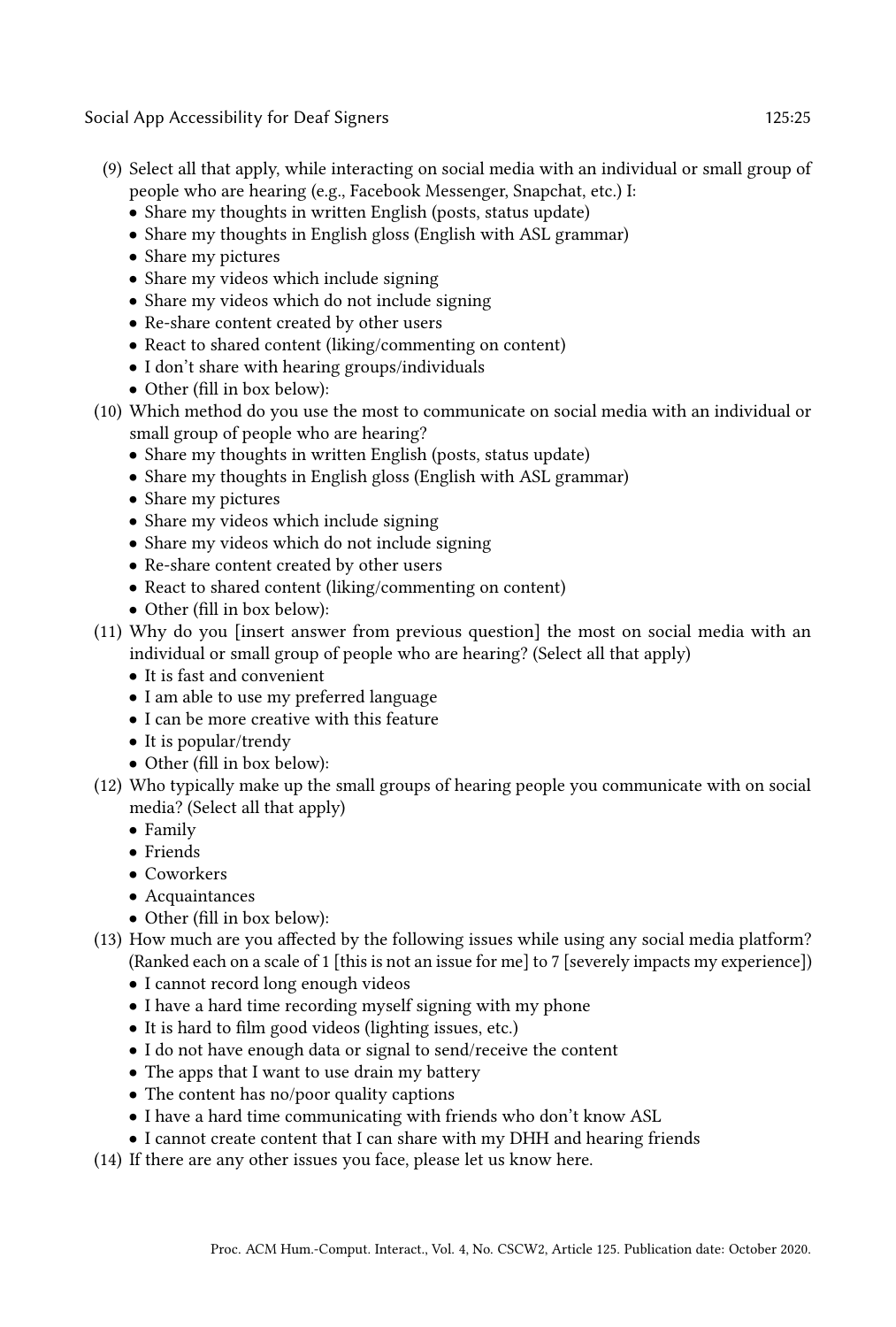(9) Select all that apply, while interacting on social media with an individual or small group of people who are hearing (e.g., Facebook Messenger, Snapchat, etc.) I:
   - Share my thoughts in written English (posts, status update)
   - Share my thoughts in English gloss (English with ASL grammar)
   - Share my pictures
   - Share my videos which include signing
   - Share my videos which do not include signing
   - Re-share content created by other users
   - React to shared content (liking/commenting on content)
   - I don't share with hearing groups/individuals
   - Other (fill in box below):

(10) Which method do you use the most to communicate on social media with an individual or small group of people who are hearing?
   - Share my thoughts in written English (posts, status update)
   - Share my thoughts in English gloss (English with ASL grammar)
   - Share my pictures
   - Share my videos which include signing
   - Share my videos which do not include signing
   - Re-share content created by other users
   - React to shared content (liking/commenting on content)
   - Other (fill in box below):

(11) Why do you [insert answer from previous question] the most on social media with an individual or small group of people who are hearing? (Select all that apply)
   - It is fast and convenient
   - I am able to use my preferred language
   - I can be more creative with this feature
   - It is popular/trendy
   - Other (fill in box below):

(12) Who typically make up the small groups of hearing people you communicate with on social media? (Select all that apply)
   - Family
   - Friends
   - Coworkers
   - Acquaintances
   - Other (fill in box below):

(13) How much are you affected by the following issues while using any social media platform? (Ranked each on a scale of 1 [this is not an issue for me] to 7 [severely impacts my experience])
   - I cannot record long enough videos
   - I have a hard time recording myself signing with my phone
   - It is hard to film good videos (lighting issues, etc.)
   - I do not have enough data or signal to send/receive the content
   - The apps that I want to use drain my battery
   - The content has no/poor quality captions
   - I have a hard time communicating with friends who don't know ASL
   - I cannot create content that I can share with my DHH and hearing friends

(14) If there are any other issues you face, please let us know here.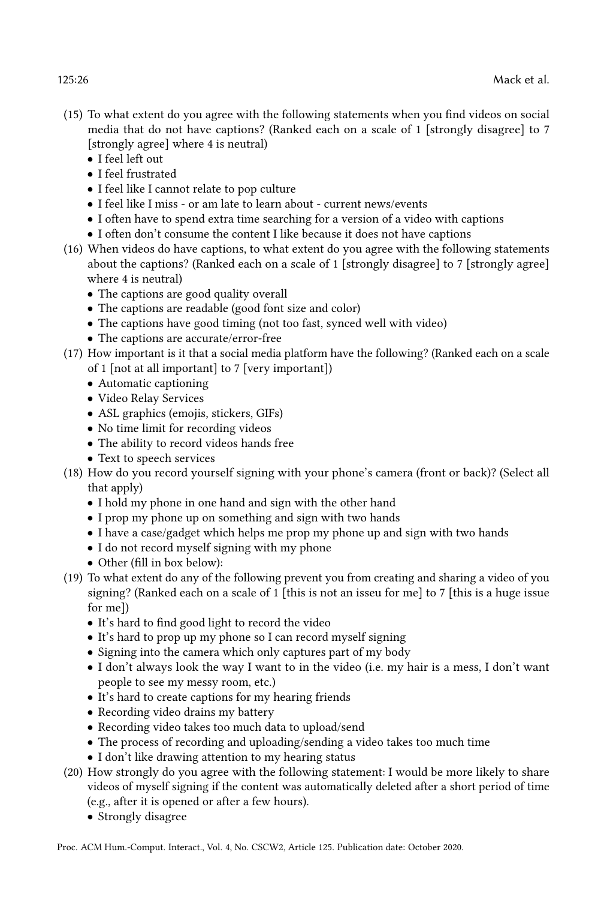(15) To what extent do you agree with the following statements when you find videos on social media that do not have captions? (Ranked each on a scale of 1 [strongly disagree] to 7 [strongly agree] where 4 is neutral)
   - I feel left out
   - I feel frustrated
   - I feel like I cannot relate to pop culture
   - I feel like I miss - or am late to learn about - current news/events
   - I often have to spend extra time searching for a version of a video with captions
   - I often don't consume the content I like because it does not have captions

(16) When videos do have captions, to what extent do you agree with the following statements about the captions? (Ranked each on a scale of 1 [strongly disagree] to 7 [strongly agree] where 4 is neutral)
   - The captions are good quality overall
   - The captions are readable (good font size and color)
   - The captions have good timing (not too fast, synced well with video)
   - The captions are accurate/error-free

(17) How important is it that a social media platform have the following? (Ranked each on a scale of 1 [not at all important] to 7 [very important])
   - Automatic captioning
   - Video Relay Services
   - ASL graphics (emojis, stickers, GIFs)
   - No time limit for recording videos
   - The ability to record videos hands free
   - Text to speech services

(18) How do you record yourself signing with your phone's camera (front or back)? (Select all that apply)
   - I hold my phone in one hand and sign with the other hand
   - I prop my phone up on something and sign with two hands
   - I have a case/gadget which helps me prop my phone up and sign with two hands
   - I do not record myself signing with my phone
   - Other (fill in box below):

(19) To what extent do any of the following prevent you from creating and sharing a video of you signing? (Ranked each on a scale of 1 [this is not an isseu for me] to 7 [this is a huge issue for me])
   - It's hard to find good light to record the video
   - It's hard to prop up my phone so I can record myself signing
   - Signing into the camera which only captures part of my body
   - I don't always look the way I want to in the video (i.e. my hair is a mess, I don't want people to see my messy room, etc.)
   - It's hard to create captions for my hearing friends
   - Recording video drains my battery
   - Recording video takes too much data to upload/send
   - The process of recording and uploading/sending a video takes too much time
   - I don't like drawing attention to my hearing status

(20) How strongly do you agree with the following statement: I would be more likely to share videos of myself signing if the content was automatically deleted after a short period of time (e.g., after it is opened or after a few hours).
   - Strongly disagree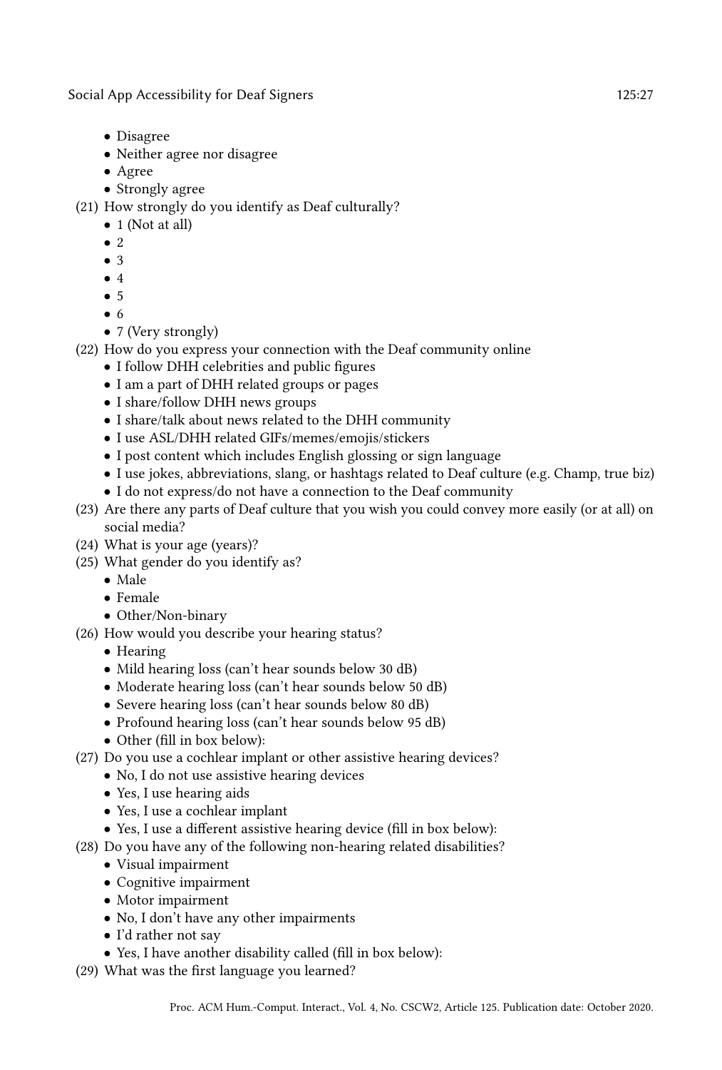- Disagree
- Neither agree nor disagree
- Agree
- Strongly agree

(21) How strongly do you identify as Deaf culturally?
- 1 (Not at all)
- 2
- 3
- 4
- 5
- 6
- 7 (Very strongly)

(22) How do you express your connection with the Deaf community online
- I follow DHH celebrities and public figures
- I am a part of DHH related groups or pages
- I share/follow DHH news groups
- I share/talk about news related to the DHH community
- I use ASL/DHH related GIFs/memes/emojis/stickers
- I post content which includes English glossing or sign language
- I use jokes, abbreviations, slang, or hashtags related to Deaf culture (e.g. Champ, true biz)
- I do not express/do not have a connection to the Deaf community

(23) Are there any parts of Deaf culture that you wish you could convey more easily (or at all) on social media?

(24) What is your age (years)?

(25) What gender do you identify as?
- Male
- Female
- Other/Non-binary

(26) How would you describe your hearing status?
- Hearing
- Mild hearing loss (can't hear sounds below 30 dB)
- Moderate hearing loss (can't hear sounds below 50 dB)
- Severe hearing loss (can't hear sounds below 80 dB)
- Profound hearing loss (can't hear sounds below 95 dB)
- Other (fill in box below):

(27) Do you use a cochlear implant or other assistive hearing devices?
- No, I do not use assistive hearing devices
- Yes, I use hearing aids
- Yes, I use a cochlear implant
- Yes, I use a different assistive hearing device (fill in box below):

(28) Do you have any of the following non-hearing related disabilities?
- Visual impairment
- Cognitive impairment
- Motor impairment
- No, I don't have any other impairments
- I'd rather not say
- Yes, I have another disability called (fill in box below):

(29) What was the first language you learned?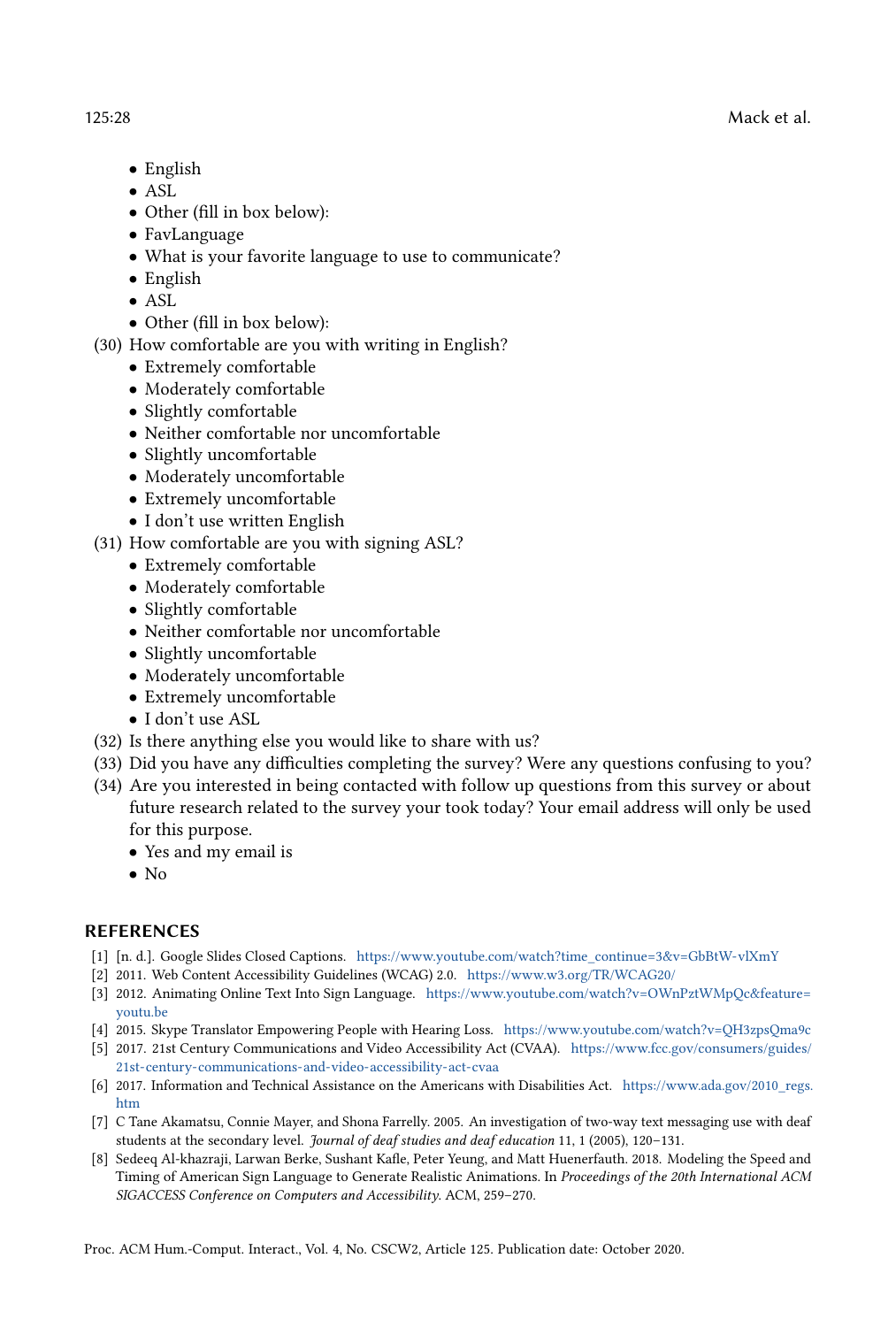- English
- ASL
- Other (fill in box below):
- FavLanguage
- What is your favorite language to use to communicate?
- English
- ASL
- Other (fill in box below):

(30) How comfortable are you with writing in English?
- Extremely comfortable
- Moderately comfortable
- Slightly comfortable
- Neither comfortable nor uncomfortable
- Slightly uncomfortable
- Moderately uncomfortable
- Extremely uncomfortable
- I don't use written English

(31) How comfortable are you with signing ASL?
- Extremely comfortable
- Moderately comfortable
- Slightly comfortable
- Neither comfortable nor uncomfortable
- Slightly uncomfortable
- Moderately uncomfortable
- Extremely uncomfortable
- I don't use ASL

(32) Is there anything else you would like to share with us?

(33) Did you have any difficulties completing the survey? Were any questions confusing to you?

(34) Are you interested in being contacted with follow up questions from this survey or about future research related to the survey your took today? Your email address will only be used for this purpose.
- Yes and my email is
- No

## REFERENCES

[1] [n. d.]. Google Slides Closed Captions. https://www.youtube.com/watch?time_continue=3&v=GbBtW-vlXmY

[2] 2011. Web Content Accessibility Guidelines (WCAG) 2.0. https://www.w3.org/TR/WCAG20/

[3] 2012. Animating Online Text Into Sign Language. https://www.youtube.com/watch?v=OWnPztWMpQc&feature=youtu.be

[4] 2015. Skype Translator Empowering People with Hearing Loss. https://www.youtube.com/watch?v=QH3zpsQma9c

[5] 2017. 21st Century Communications and Video Accessibility Act (CVAA). https://www.fcc.gov/consumers/guides/21st-century-communications-and-video-accessibility-act-cvaa

[6] 2017. Information and Technical Assistance on the Americans with Disabilities Act. https://www.ada.gov/2010_regs.htm

[7] C Tane Akamatsu, Connie Mayer, and Shona Farrelly. 2005. An investigation of two-way text messaging use with deaf students at the secondary level. *Journal of deaf studies and deaf education* 11, 1 (2005), 120–131.

[8] Sedeeq Al-khazraji, Larwan Berke, Sushant Kafle, Peter Yeung, and Matt Huenerfauth. 2018. Modeling the Speed and Timing of American Sign Language to Generate Realistic Animations. In *Proceedings of the 20th International ACM SIGACCESS Conference on Computers and Accessibility*. ACM, 259–270.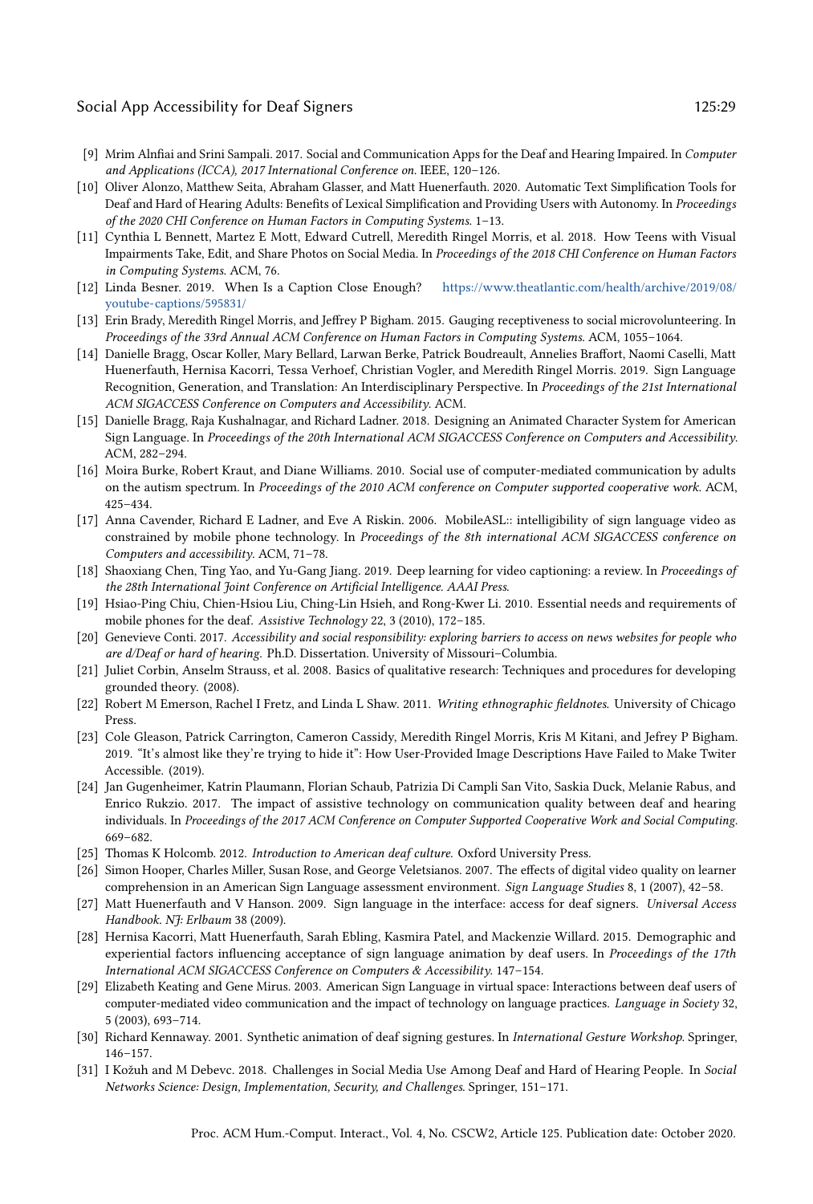[9] Mrim Alnfiai and Srini Sampali. 2017. Social and Communication Apps for the Deaf and Hearing Impaired. In *Computer and Applications (ICCA), 2017 International Conference on*. IEEE, 120–126.

[10] Oliver Alonzo, Matthew Seita, Abraham Glasser, and Matt Huenerfauth. 2020. Automatic Text Simplification Tools for Deaf and Hard of Hearing Adults: Benefits of Lexical Simplification and Providing Users with Autonomy. In *Proceedings of the 2020 CHI Conference on Human Factors in Computing Systems*. 1–13.

[11] Cynthia L Bennett, Martez E Mott, Edward Cutrell, Meredith Ringel Morris, et al. 2018. How Teens with Visual Impairments Take, Edit, and Share Photos on Social Media. In *Proceedings of the 2018 CHI Conference on Human Factors in Computing Systems*. ACM, 76.

[12] Linda Besner. 2019. When Is a Caption Close Enough? https://www.theatlantic.com/health/archive/2019/08/youtube-captions/595831/

[13] Erin Brady, Meredith Ringel Morris, and Jeffrey P Bigham. 2015. Gauging receptiveness to social microvolunteering. In *Proceedings of the 33rd Annual ACM Conference on Human Factors in Computing Systems*. ACM, 1055–1064.

[14] Danielle Bragg, Oscar Koller, Mary Bellard, Larwan Berke, Patrick Boudreault, Annelies Braffort, Naomi Caselli, Matt Huenerfauth, Hernisa Kacorri, Tessa Verhoef, Christian Vogler, and Meredith Ringel Morris. 2019. Sign Language Recognition, Generation, and Translation: An Interdisciplinary Perspective. In *Proceedings of the 21st International ACM SIGACCESS Conference on Computers and Accessibility*. ACM.

[15] Danielle Bragg, Raja Kushalnagar, and Richard Ladner. 2018. Designing an Animated Character System for American Sign Language. In *Proceedings of the 20th International ACM SIGACCESS Conference on Computers and Accessibility*. ACM, 282–294.

[16] Moira Burke, Robert Kraut, and Diane Williams. 2010. Social use of computer-mediated communication by adults on the autism spectrum. In *Proceedings of the 2010 ACM conference on Computer supported cooperative work*. ACM, 425–434.

[17] Anna Cavender, Richard E Ladner, and Eve A Riskin. 2006. MobileASL:: intelligibility of sign language video as constrained by mobile phone technology. In *Proceedings of the 8th international ACM SIGACCESS conference on Computers and accessibility*. ACM, 71–78.

[18] Shaoxiang Chen, Ting Yao, and Yu-Gang Jiang. 2019. Deep learning for video captioning: a review. In *Proceedings of the 28th International Joint Conference on Artificial Intelligence. AAAI Press*.

[19] Hsiao-Ping Chiu, Chien-Hsiou Liu, Ching-Lin Hsieh, and Rong-Kwer Li. 2010. Essential needs and requirements of mobile phones for the deaf. *Assistive Technology* 22, 3 (2010), 172–185.

[20] Genevieve Conti. 2017. *Accessibility and social responsibility: exploring barriers to access on news websites for people who are d/Deaf or hard of hearing*. Ph.D. Dissertation. University of Missouri–Columbia.

[21] Juliet Corbin, Anselm Strauss, et al. 2008. Basics of qualitative research: Techniques and procedures for developing grounded theory. (2008).

[22] Robert M Emerson, Rachel I Fretz, and Linda L Shaw. 2011. *Writing ethnographic fieldnotes*. University of Chicago Press.

[23] Cole Gleason, Patrick Carrington, Cameron Cassidy, Meredith Ringel Morris, Kris M Kitani, and Jefrey P Bigham. 2019. "It's almost like they're trying to hide it": How User-Provided Image Descriptions Have Failed to Make Twiter Accessible. (2019).

[24] Jan Gugenheimer, Katrin Plaumann, Florian Schaub, Patrizia Di Campli San Vito, Saskia Duck, Melanie Rabus, and Enrico Rukzio. 2017. The impact of assistive technology on communication quality between deaf and hearing individuals. In *Proceedings of the 2017 ACM Conference on Computer Supported Cooperative Work and Social Computing*. 669–682.

[25] Thomas K Holcomb. 2012. *Introduction to American deaf culture*. Oxford University Press.

[26] Simon Hooper, Charles Miller, Susan Rose, and George Veletsianos. 2007. The effects of digital video quality on learner comprehension in an American Sign Language assessment environment. *Sign Language Studies* 8, 1 (2007), 42–58.

[27] Matt Huenerfauth and V Hanson. 2009. Sign language in the interface: access for deaf signers. *Universal Access Handbook. NJ: Erlbaum* 38 (2009).

[28] Hernisa Kacorri, Matt Huenerfauth, Sarah Ebling, Kasmira Patel, and Mackenzie Willard. 2015. Demographic and experiential factors influencing acceptance of sign language animation by deaf users. In *Proceedings of the 17th International ACM SIGACCESS Conference on Computers & Accessibility*. 147–154.

[29] Elizabeth Keating and Gene Mirus. 2003. American Sign Language in virtual space: Interactions between deaf users of computer-mediated video communication and the impact of technology on language practices. *Language in Society* 32, 5 (2003), 693–714.

[30] Richard Kennaway. 2001. Synthetic animation of deaf signing gestures. In *International Gesture Workshop*. Springer, 146–157.

[31] I Kožuh and M Debevc. 2018. Challenges in Social Media Use Among Deaf and Hard of Hearing People. In *Social Networks Science: Design, Implementation, Security, and Challenges*. Springer, 151–171.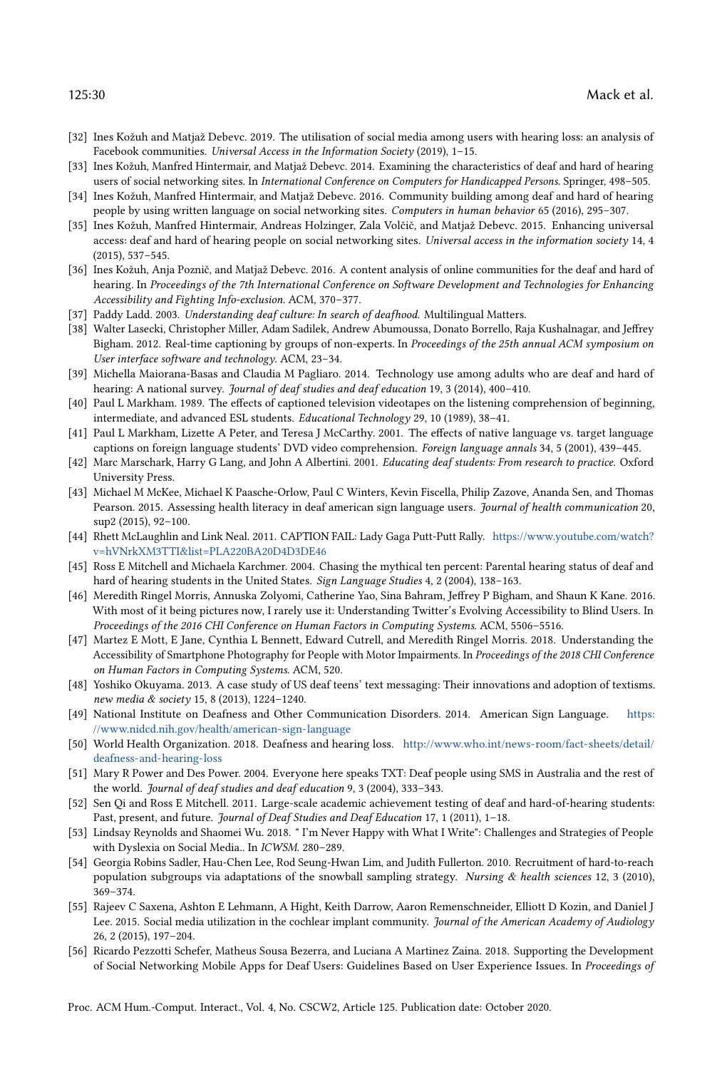[32] Ines Kožuh and Matjaž Debevc. 2019. The utilisation of social media among users with hearing loss: an analysis of Facebook communities. *Universal Access in the Information Society* (2019), 1–15.

[33] Ines Kožuh, Manfred Hintermair, and Matjaž Debevc. 2014. Examining the characteristics of deaf and hard of hearing users of social networking sites. In *International Conference on Computers for Handicapped Persons*. Springer, 498–505.

[34] Ines Kožuh, Manfred Hintermair, and Matjaž Debevc. 2016. Community building among deaf and hard of hearing people by using written language on social networking sites. *Computers in human behavior* 65 (2016), 295–307.

[35] Ines Kožuh, Manfred Hintermair, Andreas Holzinger, Zala Volčič, and Matjaž Debevc. 2015. Enhancing universal access: deaf and hard of hearing people on social networking sites. *Universal access in the information society* 14, 4 (2015), 537–545.

[36] Ines Kožuh, Anja Poznič, and Matjaž Debevc. 2016. A content analysis of online communities for the deaf and hard of hearing. In *Proceedings of the 7th International Conference on Software Development and Technologies for Enhancing Accessibility and Fighting Info-exclusion*. ACM, 370–377.

[37] Paddy Ladd. 2003. *Understanding deaf culture: In search of deafhood.* Multilingual Matters.

[38] Walter Lasecki, Christopher Miller, Adam Sadilek, Andrew Abumoussa, Donato Borrello, Raja Kushalnagar, and Jeffrey Bigham. 2012. Real-time captioning by groups of non-experts. In *Proceedings of the 25th annual ACM symposium on User interface software and technology*. ACM, 23–34.

[39] Michella Maiorana-Basas and Claudia M Pagliaro. 2014. Technology use among adults who are deaf and hard of hearing: A national survey. *Journal of deaf studies and deaf education* 19, 3 (2014), 400–410.

[40] Paul L Markham. 1989. The effects of captioned television videotapes on the listening comprehension of beginning, intermediate, and advanced ESL students. *Educational Technology* 29, 10 (1989), 38–41.

[41] Paul L Markham, Lizette A Peter, and Teresa J McCarthy. 2001. The effects of native language vs. target language captions on foreign language students' DVD video comprehension. *Foreign language annals* 34, 5 (2001), 439–445.

[42] Marc Marschark, Harry G Lang, and John A Albertini. 2001. *Educating deaf students: From research to practice.* Oxford University Press.

[43] Michael M McKee, Michael K Paasche-Orlow, Paul C Winters, Kevin Fiscella, Philip Zazove, Ananda Sen, and Thomas Pearson. 2015. Assessing health literacy in deaf american sign language users. *Journal of health communication* 20, sup2 (2015), 92–100.

[44] Rhett McLaughlin and Link Neal. 2011. CAPTION FAIL: Lady Gaga Putt-Putt Rally. https://www.youtube.com/watch?v=hVNrkXM3TTI&list=PLA220BA20D4D3DE46

[45] Ross E Mitchell and Michaela Karchmer. 2004. Chasing the mythical ten percent: Parental hearing status of deaf and hard of hearing students in the United States. *Sign Language Studies* 4, 2 (2004), 138–163.

[46] Meredith Ringel Morris, Annuska Zolyomi, Catherine Yao, Sina Bahram, Jeffrey P Bigham, and Shaun K Kane. 2016. With most of it being pictures now, I rarely use it: Understanding Twitter's Evolving Accessibility to Blind Users. In *Proceedings of the 2016 CHI Conference on Human Factors in Computing Systems*. ACM, 5506–5516.

[47] Martez E Mott, E Jane, Cynthia L Bennett, Edward Cutrell, and Meredith Ringel Morris. 2018. Understanding the Accessibility of Smartphone Photography for People with Motor Impairments. In *Proceedings of the 2018 CHI Conference on Human Factors in Computing Systems*. ACM, 520.

[48] Yoshiko Okuyama. 2013. A case study of US deaf teens' text messaging: Their innovations and adoption of textisms. *new media & society* 15, 8 (2013), 1224–1240.

[49] National Institute on Deafness and Other Communication Disorders. 2014. American Sign Language. https://www.nidcd.nih.gov/health/american-sign-language

[50] World Health Organization. 2018. Deafness and hearing loss. http://www.who.int/news-room/fact-sheets/detail/deafness-and-hearing-loss

[51] Mary R Power and Des Power. 2004. Everyone here speaks TXT: Deaf people using SMS in Australia and the rest of the world. *Journal of deaf studies and deaf education* 9, 3 (2004), 333–343.

[52] Sen Qi and Ross E Mitchell. 2011. Large-scale academic achievement testing of deaf and hard-of-hearing students: Past, present, and future. *Journal of Deaf Studies and Deaf Education* 17, 1 (2011), 1–18.

[53] Lindsay Reynolds and Shaomei Wu. 2018. " I'm Never Happy with What I Write": Challenges and Strategies of People with Dyslexia on Social Media.. In *ICWSM*. 280–289.

[54] Georgia Robins Sadler, Hau-Chen Lee, Rod Seung-Hwan Lim, and Judith Fullerton. 2010. Recruitment of hard-to-reach population subgroups via adaptations of the snowball sampling strategy. *Nursing & health sciences* 12, 3 (2010), 369–374.

[55] Rajeev C Saxena, Ashton E Lehmann, A Hight, Keith Darrow, Aaron Remenschneider, Elliott D Kozin, and Daniel J Lee. 2015. Social media utilization in the cochlear implant community. *Journal of the American Academy of Audiology* 26, 2 (2015), 197–204.

[56] Ricardo Pezzotti Schefer, Matheus Sousa Bezerra, and Luciana A Martinez Zaina. 2018. Supporting the Development of Social Networking Mobile Apps for Deaf Users: Guidelines Based on User Experience Issues. In *Proceedings of*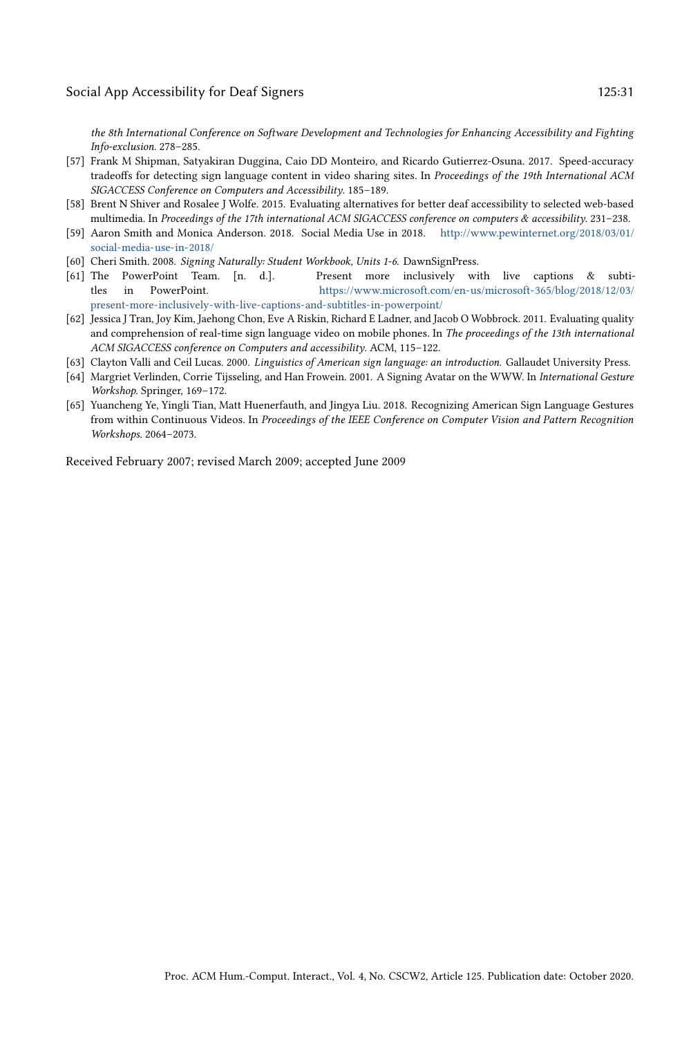the 8th International Conference on Software Development and Technologies for Enhancing Accessibility and Fighting Info-exclusion. 278–285.

[57] Frank M Shipman, Satyakiran Duggina, Caio DD Monteiro, and Ricardo Gutierrez-Osuna. 2017. Speed-accuracy tradeoffs for detecting sign language content in video sharing sites. In *Proceedings of the 19th International ACM SIGACCESS Conference on Computers and Accessibility*. 185–189.

[58] Brent N Shiver and Rosalee J Wolfe. 2015. Evaluating alternatives for better deaf accessibility to selected web-based multimedia. In *Proceedings of the 17th international ACM SIGACCESS conference on computers & accessibility*. 231–238.

[59] Aaron Smith and Monica Anderson. 2018. Social Media Use in 2018. http://www.pewinternet.org/2018/03/01/social-media-use-in-2018/

[60] Cheri Smith. 2008. *Signing Naturally: Student Workbook, Units 1-6*. DawnSignPress.

[61] The PowerPoint Team. [n. d.]. Present more inclusively with live captions & subtitles in PowerPoint. https://www.microsoft.com/en-us/microsoft-365/blog/2018/12/03/present-more-inclusively-with-live-captions-and-subtitles-in-powerpoint/

[62] Jessica J Tran, Joy Kim, Jaehong Chon, Eve A Riskin, Richard E Ladner, and Jacob O Wobbrock. 2011. Evaluating quality and comprehension of real-time sign language video on mobile phones. In *The proceedings of the 13th international ACM SIGACCESS conference on Computers and accessibility*. ACM, 115–122.

[63] Clayton Valli and Ceil Lucas. 2000. *Linguistics of American sign language: an introduction*. Gallaudet University Press.

[64] Margriet Verlinden, Corrie Tijsseling, and Han Frowein. 2001. A Signing Avatar on the WWW. In *International Gesture Workshop*. Springer, 169–172.

[65] Yuancheng Ye, Yingli Tian, Matt Huenerfauth, and Jingya Liu. 2018. Recognizing American Sign Language Gestures from within Continuous Videos. In *Proceedings of the IEEE Conference on Computer Vision and Pattern Recognition Workshops*. 2064–2073.

Received February 2007; revised March 2009; accepted June 2009